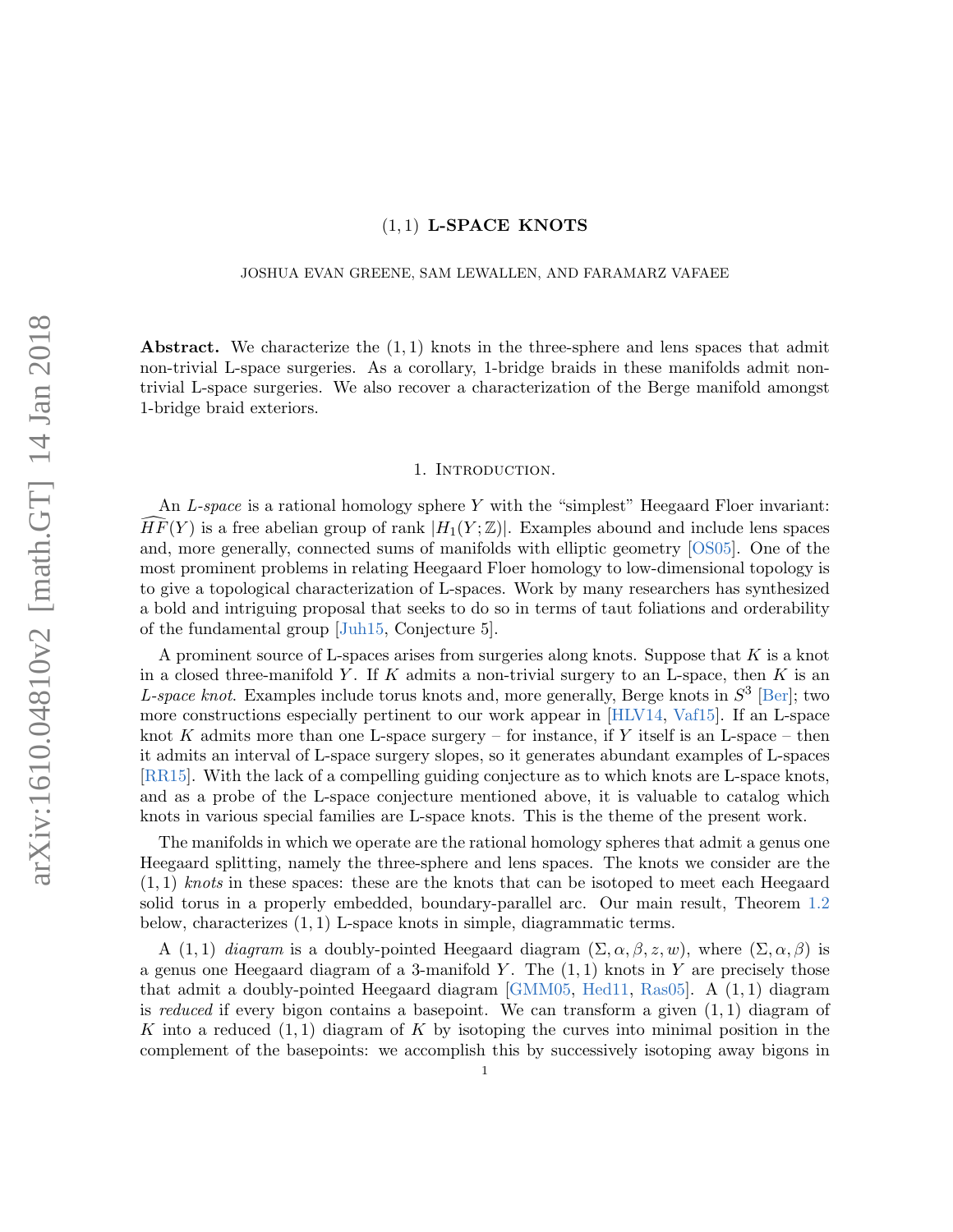# $(1,1)$ L-SPACE KNOTS

JOSHUA EVAN GREENE, SAM LEWALLEN, AND FARAMARZ VAFAEE

**Abstract.** We characterize the $(1,1)$ knots in the three-sphere and lens spaces that admit non-trivial L-space surgeries. As a corollary, 1-bridge braids in these manifolds admit non-trivial L-space surgeries. We also recover a characterization of the Berge manifold amongst 1-bridge braid exteriors.

## 1. Introduction.

An *L-space* is a rational homology sphere $Y$ with the "simplest" Heegaard Floer invariant: $\widehat{HF}(Y)$ is a free abelian group of rank $|H_1(Y;\mathbb{Z})|$. Examples abound and include lens spaces and, more generally, connected sums of manifolds with elliptic geometry [OS05]. One of the most prominent problems in relating Heegaard Floer homology to low-dimensional topology is to give a topological characterization of L-spaces. Work by many researchers has synthesized a bold and intriguing proposal that seeks to do so in terms of taut foliations and orderability of the fundamental group [Juh15, Conjecture 5].

A prominent source of L-spaces arises from surgeries along knots. Suppose that $K$ is a knot in a closed three-manifold $Y$. If $K$ admits a non-trivial surgery to an L-space, then $K$ is an *L-space knot*. Examples include torus knots and, more generally, Berge knots in $S^3$ [Ber]; two more constructions especially pertinent to our work appear in [HLV14, Vaf15]. If an L-space knot $K$ admits more than one L-space surgery – for instance, if $Y$ itself is an L-space – then it admits an interval of L-space surgery slopes, so it generates abundant examples of L-spaces [RR15]. With the lack of a compelling guiding conjecture as to which knots are L-space knots, and as a probe of the L-space conjecture mentioned above, it is valuable to catalog which knots in various special families are L-space knots. This is the theme of the present work.

The manifolds in which we operate are the rational homology spheres that admit a genus one Heegaard splitting, namely the three-sphere and lens spaces. The knots we consider are the $(1,1)$ *knots* in these spaces: these are the knots that can be isotoped to meet each Heegaard solid torus in a properly embedded, boundary-parallel arc. Our main result, Theorem 1.2 below, characterizes $(1,1)$ L-space knots in simple, diagrammatic terms.

A $(1,1)$ *diagram* is a doubly-pointed Heegaard diagram $(\Sigma, \alpha, \beta, z, w)$, where $(\Sigma, \alpha, \beta)$ is a genus one Heegaard diagram of a 3-manifold $Y$. The $(1,1)$ knots in $Y$ are precisely those that admit a doubly-pointed Heegaard diagram [GMM05, Hed11, Ras05]. A $(1,1)$ diagram is *reduced* if every bigon contains a basepoint. We can transform a given $(1,1)$ diagram of $K$ into a reduced $(1,1)$ diagram of $K$ by isotoping the curves into minimal position in the complement of the basepoints: we accomplish this by successively isotoping away bigons in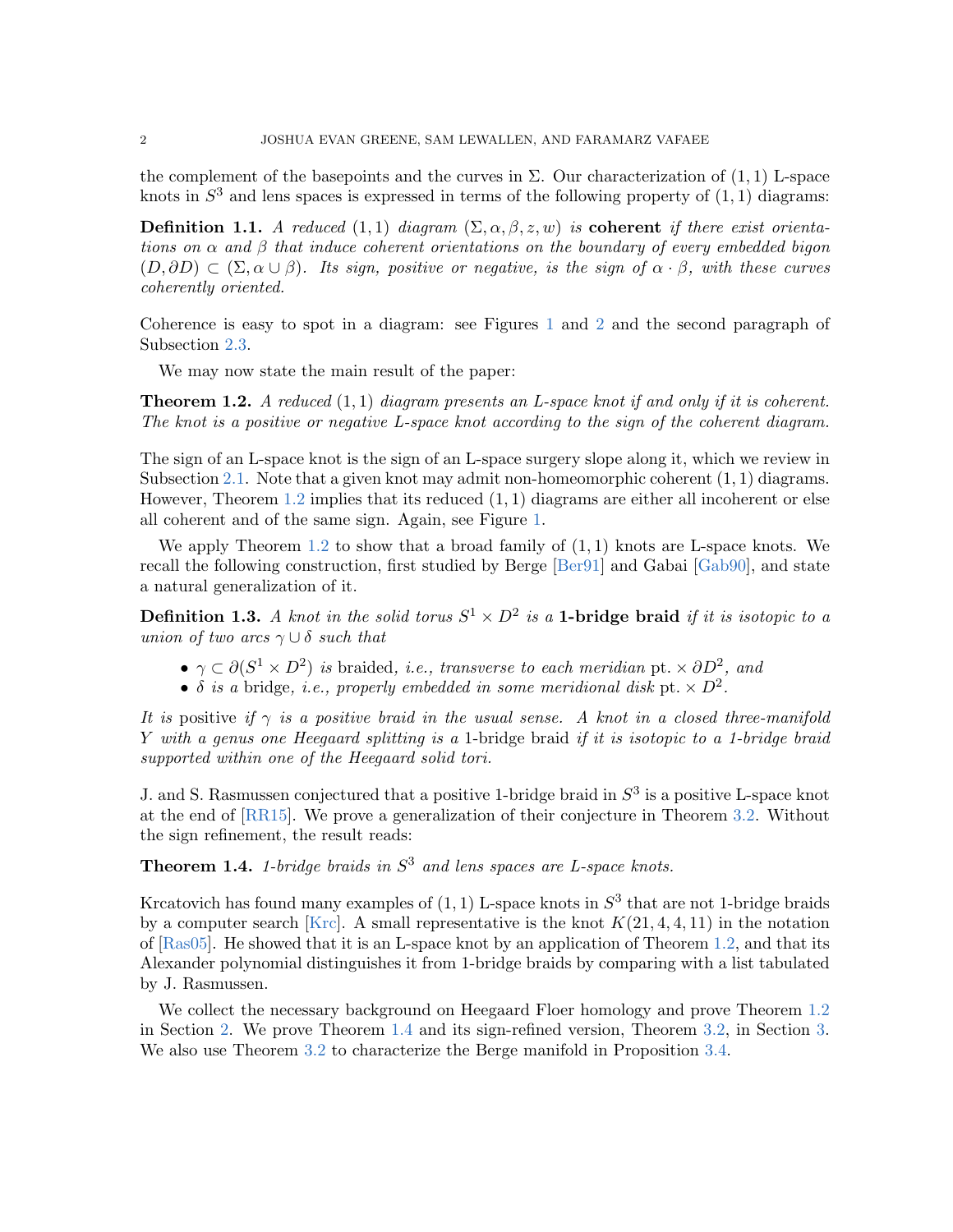the complement of the basepoints and the curves in $\Sigma$. Our characterization of $(1,1)$ L-space knots in $S^3$ and lens spaces is expressed in terms of the following property of $(1,1)$ diagrams:

**Definition 1.1.** *A reduced $(1,1)$ diagram $(\Sigma, \alpha, \beta, z, w)$ is* **coherent** *if there exist orientations on $\alpha$ and $\beta$ that induce coherent orientations on the boundary of every embedded bigon $(D, \partial D) \subset (\Sigma, \alpha \cup \beta)$. Its sign, positive or negative, is the sign of $\alpha \cdot \beta$, with these curves coherently oriented.*

Coherence is easy to spot in a diagram: see Figures 1 and 2 and the second paragraph of Subsection 2.3.

We may now state the main result of the paper:

**Theorem 1.2.** *A reduced $(1,1)$ diagram presents an L-space knot if and only if it is coherent. The knot is a positive or negative L-space knot according to the sign of the coherent diagram.*

The sign of an L-space knot is the sign of an L-space surgery slope along it, which we review in Subsection 2.1. Note that a given knot may admit non-homeomorphic coherent $(1,1)$ diagrams. However, Theorem 1.2 implies that its reduced $(1,1)$ diagrams are either all incoherent or else all coherent and of the same sign. Again, see Figure 1.

We apply Theorem 1.2 to show that a broad family of $(1,1)$ knots are L-space knots. We recall the following construction, first studied by Berge [Ber91] and Gabai [Gab90], and state a natural generalization of it.

**Definition 1.3.** *A knot in the solid torus $S^1 \times D^2$ is a* **1-bridge braid** *if it is isotopic to a union of two arcs $\gamma \cup \delta$ such that*

- *$\gamma \subset \partial(S^1 \times D^2)$ is* braided*, i.e., transverse to each meridian* pt. $\times\, \partial D^2$*, and*
- *$\delta$ is a* bridge*, i.e., properly embedded in some meridional disk* pt. $\times\, D^2$.

*It is* positive *if $\gamma$ is a positive braid in the usual sense. A knot in a closed three-manifold $Y$ with a genus one Heegaard splitting is a* 1-bridge braid *if it is isotopic to a 1-bridge braid supported within one of the Heegaard solid tori.*

J. and S. Rasmussen conjectured that a positive 1-bridge braid in $S^3$ is a positive L-space knot at the end of [RR15]. We prove a generalization of their conjecture in Theorem 3.2. Without the sign refinement, the result reads:

**Theorem 1.4.** *1-bridge braids in $S^3$ and lens spaces are L-space knots.*

Krcatovich has found many examples of $(1,1)$ L-space knots in $S^3$ that are not 1-bridge braids by a computer search [Krc]. A small representative is the knot $K(21, 4, 4, 11)$ in the notation of [Ras05]. He showed that it is an L-space knot by an application of Theorem 1.2, and that its Alexander polynomial distinguishes it from 1-bridge braids by comparing with a list tabulated by J. Rasmussen.

We collect the necessary background on Heegaard Floer homology and prove Theorem 1.2 in Section 2. We prove Theorem 1.4 and its sign-refined version, Theorem 3.2, in Section 3. We also use Theorem 3.2 to characterize the Berge manifold in Proposition 3.4.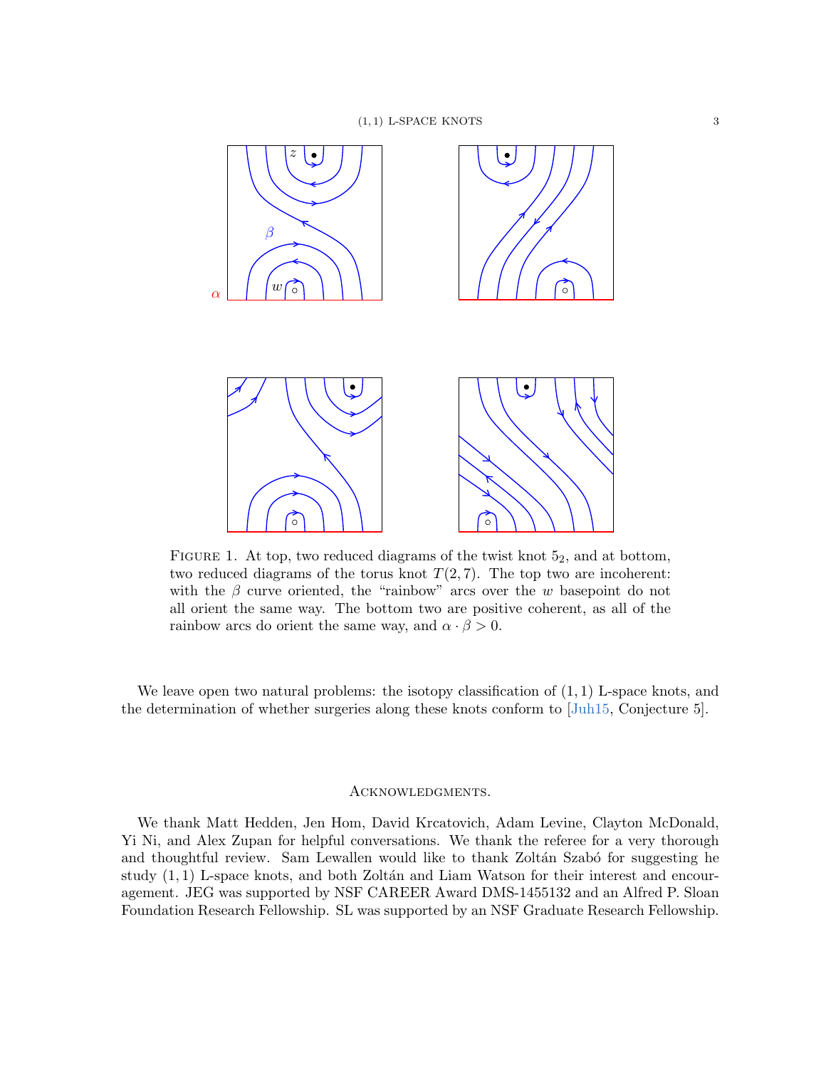FIGURE 1. At top, two reduced diagrams of the twist knot $5_2$, and at bottom, two reduced diagrams of the torus knot $T(2,7)$. The top two are incoherent: with the $\beta$ curve oriented, the "rainbow" arcs over the $w$ basepoint do not all orient the same way. The bottom two are positive coherent, as all of the rainbow arcs do orient the same way, and $\alpha \cdot \beta > 0$.

We leave open two natural problems: the isotopy classification of $(1,1)$ L-space knots, and the determination of whether surgeries along these knots conform to [Juh15, Conjecture 5].

## Acknowledgments.

We thank Matt Hedden, Jen Hom, David Krcatovich, Adam Levine, Clayton McDonald, Yi Ni, and Alex Zupan for helpful conversations. We thank the referee for a very thorough and thoughtful review. Sam Lewallen would like to thank Zoltán Szabó for suggesting he study $(1,1)$ L-space knots, and both Zoltán and Liam Watson for their interest and encouragement. JEG was supported by NSF CAREER Award DMS-1455132 and an Alfred P. Sloan Foundation Research Fellowship. SL was supported by an NSF Graduate Research Fellowship.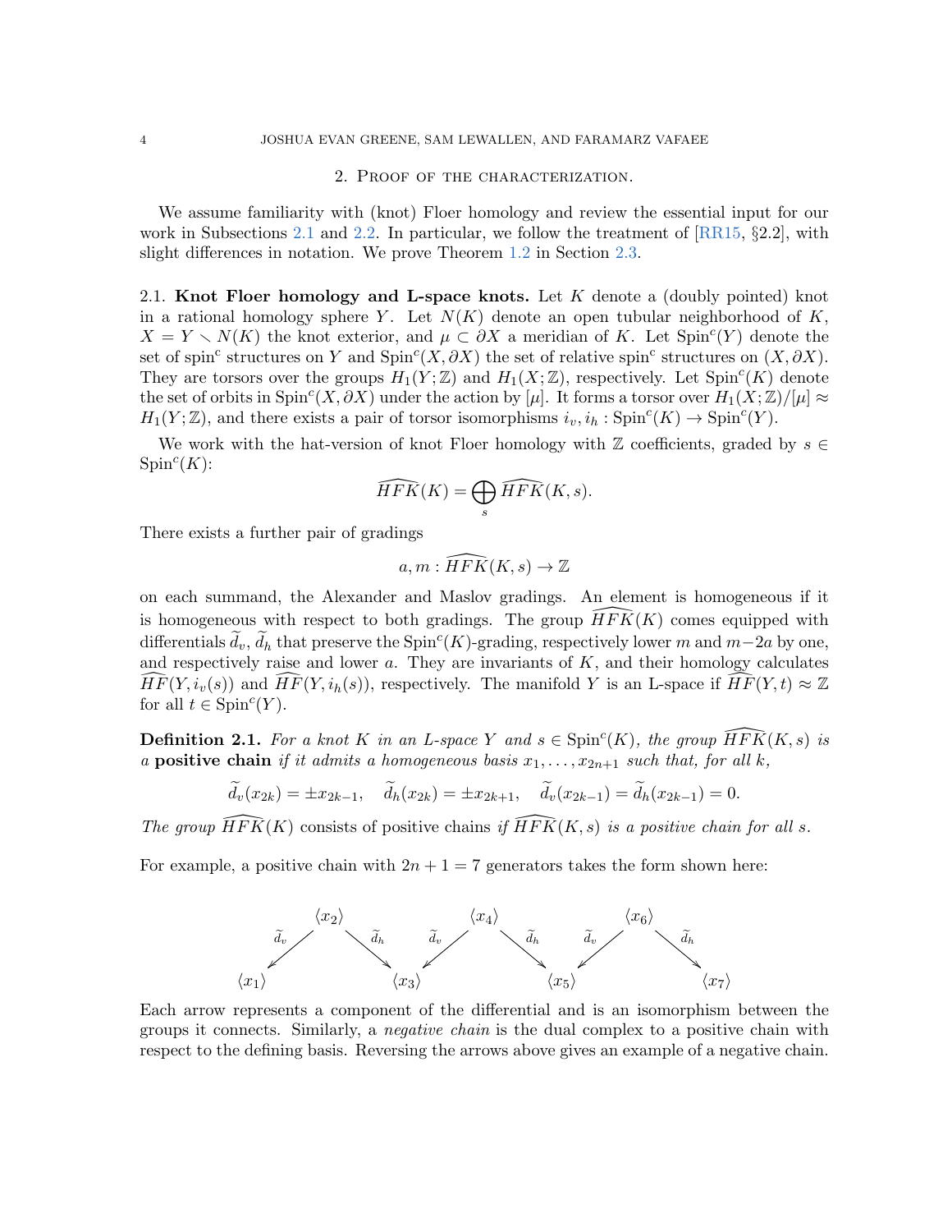## 2. Proof of the characterization.

We assume familiarity with (knot) Floer homology and review the essential input for our work in Subsections 2.1 and 2.2. In particular, we follow the treatment of [RR15, §2.2], with slight differences in notation. We prove Theorem 1.2 in Section 2.3.

### 2.1. Knot Floer homology and L-space knots.

Let $K$ denote a (doubly pointed) knot in a rational homology sphere $Y$. Let $N(K)$ denote an open tubular neighborhood of $K$, $X = Y \setminus N(K)$ the knot exterior, and $\mu \subset \partial X$ a meridian of $K$. Let $\mathrm{Spin}^c(Y)$ denote the set of spin$^c$ structures on $Y$ and $\mathrm{Spin}^c(X, \partial X)$ the set of relative spin$^c$ structures on $(X, \partial X)$. They are torsors over the groups $H_1(Y;\mathbb{Z})$ and $H_1(X;\mathbb{Z})$, respectively. Let $\mathrm{Spin}^c(K)$ denote the set of orbits in $\mathrm{Spin}^c(X, \partial X)$ under the action by $[\mu]$. It forms a torsor over $H_1(X;\mathbb{Z})/[\mu] \approx H_1(Y;\mathbb{Z})$, and there exists a pair of torsor isomorphisms $i_v, i_h : \mathrm{Spin}^c(K) \to \mathrm{Spin}^c(Y)$.

We work with the hat-version of knot Floer homology with $\mathbb{Z}$ coefficients, graded by $s \in \mathrm{Spin}^c(K)$:

$$\widehat{HFK}(K) = \bigoplus_s \widehat{HFK}(K, s).$$

There exists a further pair of gradings

$$a, m : \widehat{HFK}(K, s) \to \mathbb{Z}$$

on each summand, the Alexander and Maslov gradings. An element is homogeneous if it is homogeneous with respect to both gradings. The group $\widehat{HFK}(K)$ comes equipped with differentials $\widetilde{d}_v, \widetilde{d}_h$ that preserve the $\mathrm{Spin}^c(K)$-grading, respectively lower $m$ and $m - 2a$ by one, and respectively raise and lower $a$. They are invariants of $K$, and their homology calculates $\widehat{HF}(Y, i_v(s))$ and $\widehat{HF}(Y, i_h(s))$, respectively. The manifold $Y$ is an L-space if $\widehat{HF}(Y, t) \approx \mathbb{Z}$ for all $t \in \mathrm{Spin}^c(Y)$.

**Definition 2.1.** *For a knot $K$ in an L-space $Y$ and $s \in \mathrm{Spin}^c(K)$, the group $\widehat{HFK}(K, s)$ is a* **positive chain** *if it admits a homogeneous basis $x_1, \ldots, x_{2n+1}$ such that, for all $k$,*

$$\widetilde{d}_v(x_{2k}) = \pm x_{2k-1}, \quad \widetilde{d}_h(x_{2k}) = \pm x_{2k+1}, \quad \widetilde{d}_v(x_{2k-1}) = \widetilde{d}_h(x_{2k-1}) = 0.$$

*The group $\widehat{HFK}(K)$* consists of positive chains *if $\widehat{HFK}(K, s)$ is a positive chain for all $s$.*

For example, a positive chain with $2n + 1 = 7$ generators takes the form shown here:

$$\begin{array}{ccccccccccccc}
 & & \langle x_2 \rangle & & & & \langle x_4 \rangle & & & & \langle x_6 \rangle & & \\
 & \swarrow^{\widetilde{d}_v} & & \searrow^{\widetilde{d}_h} & & \swarrow^{\widetilde{d}_v} & & \searrow^{\widetilde{d}_h} & & \swarrow^{\widetilde{d}_v} & & \searrow^{\widetilde{d}_h} & \\
\langle x_1 \rangle & & & & \langle x_3 \rangle & & & & \langle x_5 \rangle & & & & \langle x_7 \rangle
\end{array}$$

Each arrow represents a component of the differential and is an isomorphism between the groups it connects. Similarly, a *negative chain* is the dual complex to a positive chain with respect to the defining basis. Reversing the arrows above gives an example of a negative chain.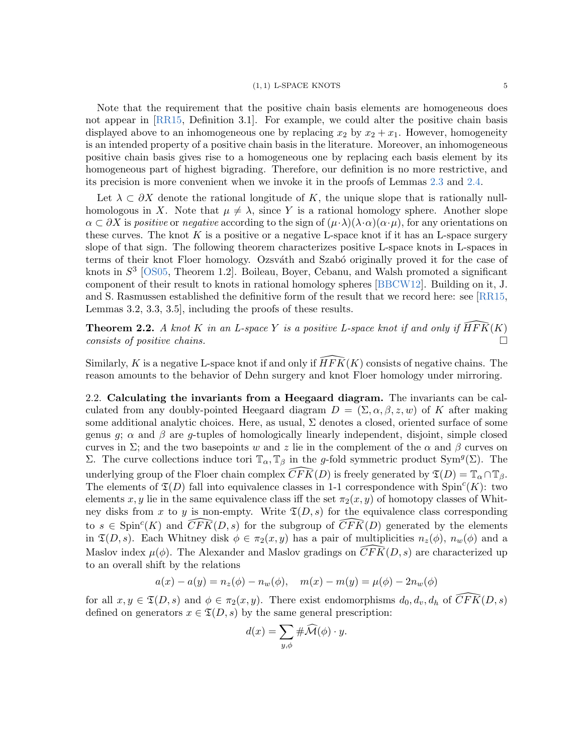Note that the requirement that the positive chain basis elements are homogeneous does not appear in [RR15, Definition 3.1]. For example, we could alter the positive chain basis displayed above to an inhomogeneous one by replacing $x_2$ by $x_2 + x_1$. However, homogeneity is an intended property of a positive chain basis in the literature. Moreover, an inhomogeneous positive chain basis gives rise to a homogeneous one by replacing each basis element by its homogeneous part of highest bigrading. Therefore, our definition is no more restrictive, and its precision is more convenient when we invoke it in the proofs of Lemmas 2.3 and 2.4.

Let $\lambda \subset \partial X$ denote the rational longitude of $K$, the unique slope that is rationally null-homologous in $X$. Note that $\mu \neq \lambda$, since $Y$ is a rational homology sphere. Another slope $\alpha \subset \partial X$ is *positive* or *negative* according to the sign of $(\mu \cdot \lambda)(\lambda \cdot \alpha)(\alpha \cdot \mu)$, for any orientations on these curves. The knot $K$ is a positive or a negative L-space knot if it has an L-space surgery slope of that sign. The following theorem characterizes positive L-space knots in L-spaces in terms of their knot Floer homology. Ozsváth and Szabó originally proved it for the case of knots in $S^3$ [OS05, Theorem 1.2]. Boileau, Boyer, Cebanu, and Walsh promoted a significant component of their result to knots in rational homology spheres [BBCW12]. Building on it, J. and S. Rasmussen established the definitive form of the result that we record here: see [RR15, Lemmas 3.2, 3.3, 3.5], including the proofs of these results.

**Theorem 2.2.** *A knot $K$ in an L-space $Y$ is a positive L-space knot if and only if $\widehat{HFK}(K)$ consists of positive chains.* □

Similarly, $K$ is a negative L-space knot if and only if $\widehat{HFK}(K)$ consists of negative chains. The reason amounts to the behavior of Dehn surgery and knot Floer homology under mirroring.

2.2. **Calculating the invariants from a Heegaard diagram.** The invariants can be calculated from any doubly-pointed Heegaard diagram $D = (\Sigma, \alpha, \beta, z, w)$ of $K$ after making some additional analytic choices. Here, as usual, $\Sigma$ denotes a closed, oriented surface of some genus $g$; $\alpha$ and $\beta$ are $g$-tuples of homologically linearly independent, disjoint, simple closed curves in $\Sigma$; and the two basepoints $w$ and $z$ lie in the complement of the $\alpha$ and $\beta$ curves on $\Sigma$. The curve collections induce tori $\mathbb{T}_\alpha, \mathbb{T}_\beta$ in the $g$-fold symmetric product $\mathrm{Sym}^g(\Sigma)$. The underlying group of the Floer chain complex $\widehat{CFK}(D)$ is freely generated by $\mathfrak{T}(D) = \mathbb{T}_\alpha \cap \mathbb{T}_\beta$. The elements of $\mathfrak{T}(D)$ fall into equivalence classes in 1-1 correspondence with $\mathrm{Spin}^c(K)$: two elements $x, y$ lie in the same equivalence class iff the set $\pi_2(x, y)$ of homotopy classes of Whitney disks from $x$ to $y$ is non-empty. Write $\mathfrak{T}(D, s)$ for the equivalence class corresponding to $s \in \mathrm{Spin}^c(K)$ and $\widehat{CFK}(D, s)$ for the subgroup of $\widehat{CFK}(D)$ generated by the elements in $\mathfrak{T}(D, s)$. Each Whitney disk $\phi \in \pi_2(x, y)$ has a pair of multiplicities $n_z(\phi)$, $n_w(\phi)$ and a Maslov index $\mu(\phi)$. The Alexander and Maslov gradings on $\widehat{CFK}(D, s)$ are characterized up to an overall shift by the relations

$$a(x) - a(y) = n_z(\phi) - n_w(\phi), \quad m(x) - m(y) = \mu(\phi) - 2n_w(\phi)$$

for all $x, y \in \mathfrak{T}(D, s)$ and $\phi \in \pi_2(x, y)$. There exist endomorphisms $d_0, d_v, d_h$ of $\widehat{CFK}(D, s)$ defined on generators $x \in \mathfrak{T}(D, s)$ by the same general prescription:

$$d(x) = \sum_{y, \phi} \#\widehat{\mathcal{M}}(\phi) \cdot y.$$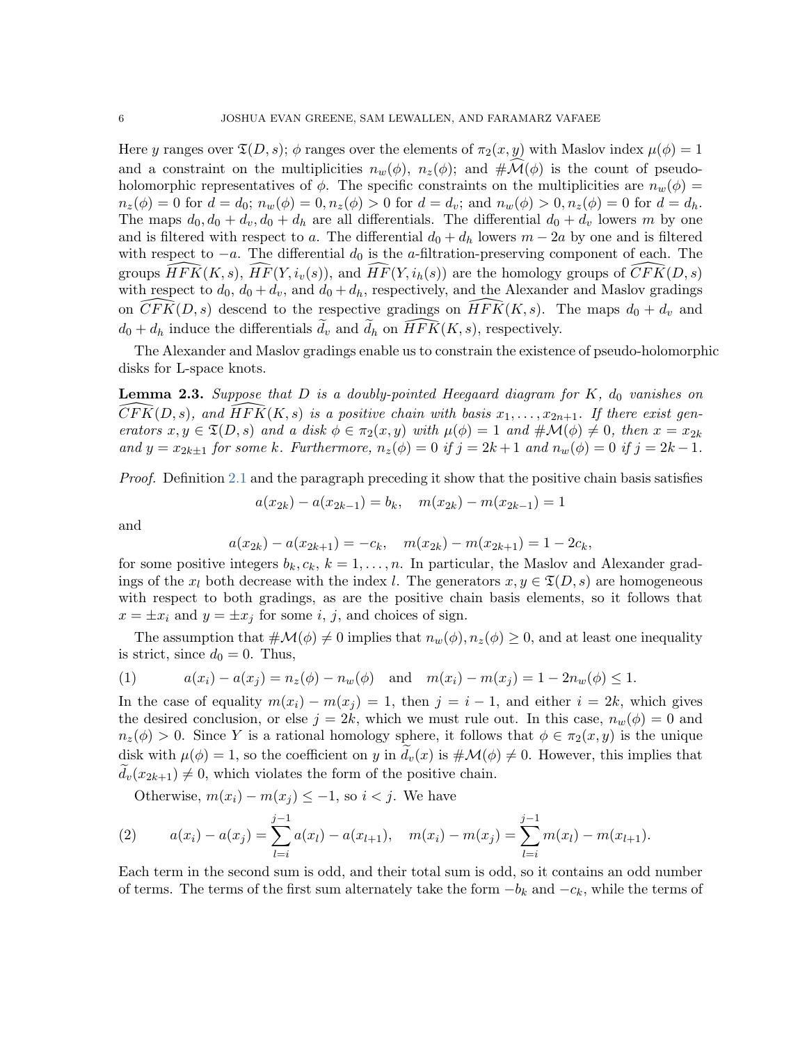Here $y$ ranges over $\mathfrak{T}(D, s)$; $\phi$ ranges over the elements of $\pi_2(x, y)$ with Maslov index $\mu(\phi) = 1$ and a constraint on the multiplicities $n_w(\phi)$, $n_z(\phi)$; and $\#\widehat{\mathcal{M}}(\phi)$ is the count of pseudo-holomorphic representatives of $\phi$. The specific constraints on the multiplicities are $n_w(\phi) = n_z(\phi) = 0$ for $d = d_0$; $n_w(\phi) = 0, n_z(\phi) > 0$ for $d = d_v$; and $n_w(\phi) > 0, n_z(\phi) = 0$ for $d = d_h$. The maps $d_0, d_0 + d_v, d_0 + d_h$ are all differentials. The differential $d_0 + d_v$ lowers $m$ by one and is filtered with respect to $a$. The differential $d_0 + d_h$ lowers $m - 2a$ by one and is filtered with respect to $-a$. The differential $d_0$ is the $a$-filtration-preserving component of each. The groups $\widehat{HFK}(K, s)$, $\widehat{HF}(Y, i_v(s))$, and $\widehat{HF}(Y, i_h(s))$ are the homology groups of $\widehat{CFK}(D, s)$ with respect to $d_0$, $d_0 + d_v$, and $d_0 + d_h$, respectively, and the Alexander and Maslov gradings on $\widehat{CFK}(D, s)$ descend to the respective gradings on $\widehat{HFK}(K, s)$. The maps $d_0 + d_v$ and $d_0 + d_h$ induce the differentials $\widetilde{d}_v$ and $\widetilde{d}_h$ on $\widehat{HFK}(K, s)$, respectively.

The Alexander and Maslov gradings enable us to constrain the existence of pseudo-holomorphic disks for L-space knots.

**Lemma 2.3.** *Suppose that $D$ is a doubly-pointed Heegaard diagram for $K$, $d_0$ vanishes on $\widehat{CFK}(D, s)$, and $\widehat{HFK}(K, s)$ is a positive chain with basis $x_1, \ldots, x_{2n+1}$. If there exist generators $x, y \in \mathfrak{T}(D, s)$ and a disk $\phi \in \pi_2(x, y)$ with $\mu(\phi) = 1$ and $\#\mathcal{M}(\phi) \neq 0$, then $x = x_{2k}$ and $y = x_{2k\pm1}$ for some $k$. Furthermore, $n_z(\phi) = 0$ if $j = 2k + 1$ and $n_w(\phi) = 0$ if $j = 2k - 1$.*

*Proof.* Definition 2.1 and the paragraph preceding it show that the positive chain basis satisfies

$$a(x_{2k}) - a(x_{2k-1}) = b_k, \quad m(x_{2k}) - m(x_{2k-1}) = 1$$

and

$$a(x_{2k}) - a(x_{2k+1}) = -c_k, \quad m(x_{2k}) - m(x_{2k+1}) = 1 - 2c_k,$$

for some positive integers $b_k, c_k$, $k = 1, \ldots, n$. In particular, the Maslov and Alexander gradings of the $x_l$ both decrease with the index $l$. The generators $x, y \in \mathfrak{T}(D, s)$ are homogeneous with respect to both gradings, as are the positive chain basis elements, so it follows that $x = \pm x_i$ and $y = \pm x_j$ for some $i$, $j$, and choices of sign.

The assumption that $\#\mathcal{M}(\phi) \neq 0$ implies that $n_w(\phi), n_z(\phi) \geq 0$, and at least one inequality is strict, since $d_0 = 0$. Thus,

$$a(x_i) - a(x_j) = n_z(\phi) - n_w(\phi) \quad \text{and} \quad m(x_i) - m(x_j) = 1 - 2n_w(\phi) \leq 1. \tag{1}$$

In the case of equality $m(x_i) - m(x_j) = 1$, then $j = i - 1$, and either $i = 2k$, which gives the desired conclusion, or else $j = 2k$, which we must rule out. In this case, $n_w(\phi) = 0$ and $n_z(\phi) > 0$. Since $Y$ is a rational homology sphere, it follows that $\phi \in \pi_2(x, y)$ is the unique disk with $\mu(\phi) = 1$, so the coefficient on $y$ in $\widetilde{d}_v(x)$ is $\#\mathcal{M}(\phi) \neq 0$. However, this implies that $\widetilde{d}_v(x_{2k+1}) \neq 0$, which violates the form of the positive chain.

Otherwise, $m(x_i) - m(x_j) \leq -1$, so $i < j$. We have

$$a(x_i) - a(x_j) = \sum_{l=i}^{j-1} a(x_l) - a(x_{l+1}), \quad m(x_i) - m(x_j) = \sum_{l=i}^{j-1} m(x_l) - m(x_{l+1}). \tag{2}$$

Each term in the second sum is odd, and their total sum is odd, so it contains an odd number of terms. The terms of the first sum alternately take the form $-b_k$ and $-c_k$, while the terms of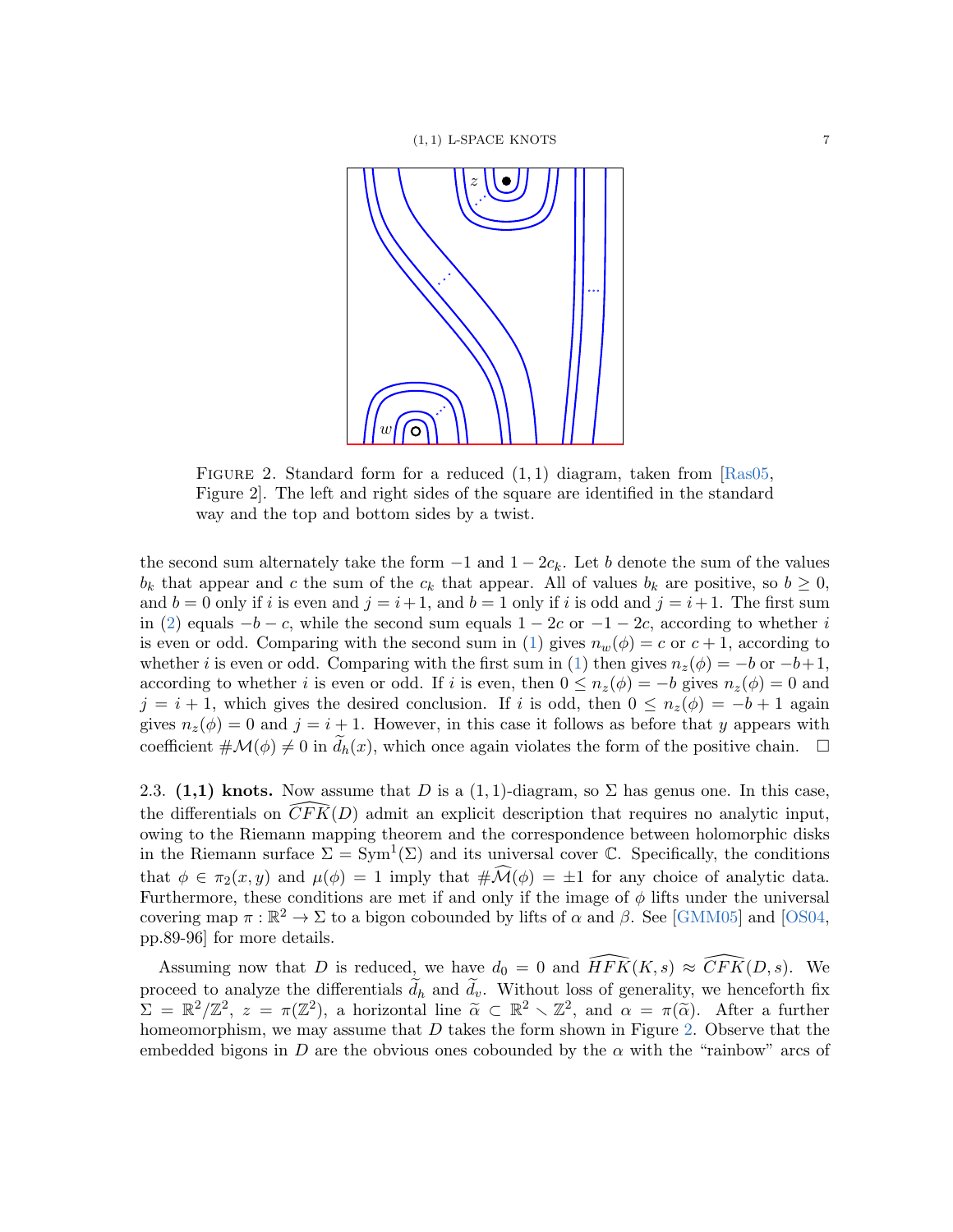FIGURE 2. Standard form for a reduced $(1,1)$ diagram, taken from [Ras05, Figure 2]. The left and right sides of the square are identified in the standard way and the top and bottom sides by a twist.

the second sum alternately take the form $-1$ and $1-2c_k$. Let $b$ denote the sum of the values $b_k$ that appear and $c$ the sum of the $c_k$ that appear. All of values $b_k$ are positive, so $b \geq 0$, and $b = 0$ only if $i$ is even and $j = i+1$, and $b = 1$ only if $i$ is odd and $j = i+1$. The first sum in (2) equals $-b-c$, while the second sum equals $1-2c$ or $-1-2c$, according to whether $i$ is even or odd. Comparing with the second sum in (1) gives $n_w(\phi) = c$ or $c+1$, according to whether $i$ is even or odd. Comparing with the first sum in (1) then gives $n_z(\phi) = -b$ or $-b+1$, according to whether $i$ is even or odd. If $i$ is even, then $0 \leq n_z(\phi) = -b$ gives $n_z(\phi) = 0$ and $j = i+1$, which gives the desired conclusion. If $i$ is odd, then $0 \leq n_z(\phi) = -b+1$ again gives $n_z(\phi) = 0$ and $j = i+1$. However, in this case it follows as before that $y$ appears with coefficient $\#\mathcal{M}(\phi) \neq 0$ in $\widetilde{d}_h(x)$, which once again violates the form of the positive chain. $\square$

2.3. **(1,1) knots.** Now assume that $D$ is a $(1,1)$-diagram, so $\Sigma$ has genus one. In this case, the differentials on $\widehat{CFK}(D)$ admit an explicit description that requires no analytic input, owing to the Riemann mapping theorem and the correspondence between holomorphic disks in the Riemann surface $\Sigma = \mathrm{Sym}^1(\Sigma)$ and its universal cover $\mathbb{C}$. Specifically, the conditions that $\phi \in \pi_2(x,y)$ and $\mu(\phi) = 1$ imply that $\#\widehat{\mathcal{M}}(\phi) = \pm 1$ for any choice of analytic data. Furthermore, these conditions are met if and only if the image of $\phi$ lifts under the universal covering map $\pi : \mathbb{R}^2 \to \Sigma$ to a bigon cobounded by lifts of $\alpha$ and $\beta$. See [GMM05] and [OS04, pp.89-96] for more details.

Assuming now that $D$ is reduced, we have $d_0 = 0$ and $\widehat{HFK}(K,s) \approx \widehat{CFK}(D,s)$. We proceed to analyze the differentials $\widetilde{d}_h$ and $\widetilde{d}_v$. Without loss of generality, we henceforth fix $\Sigma = \mathbb{R}^2/\mathbb{Z}^2$, $z = \pi(\mathbb{Z}^2)$, a horizontal line $\widetilde{\alpha} \subset \mathbb{R}^2 \setminus \mathbb{Z}^2$, and $\alpha = \pi(\widetilde{\alpha})$. After a further homeomorphism, we may assume that $D$ takes the form shown in Figure 2. Observe that the embedded bigons in $D$ are the obvious ones cobounded by the $\alpha$ with the "rainbow" arcs of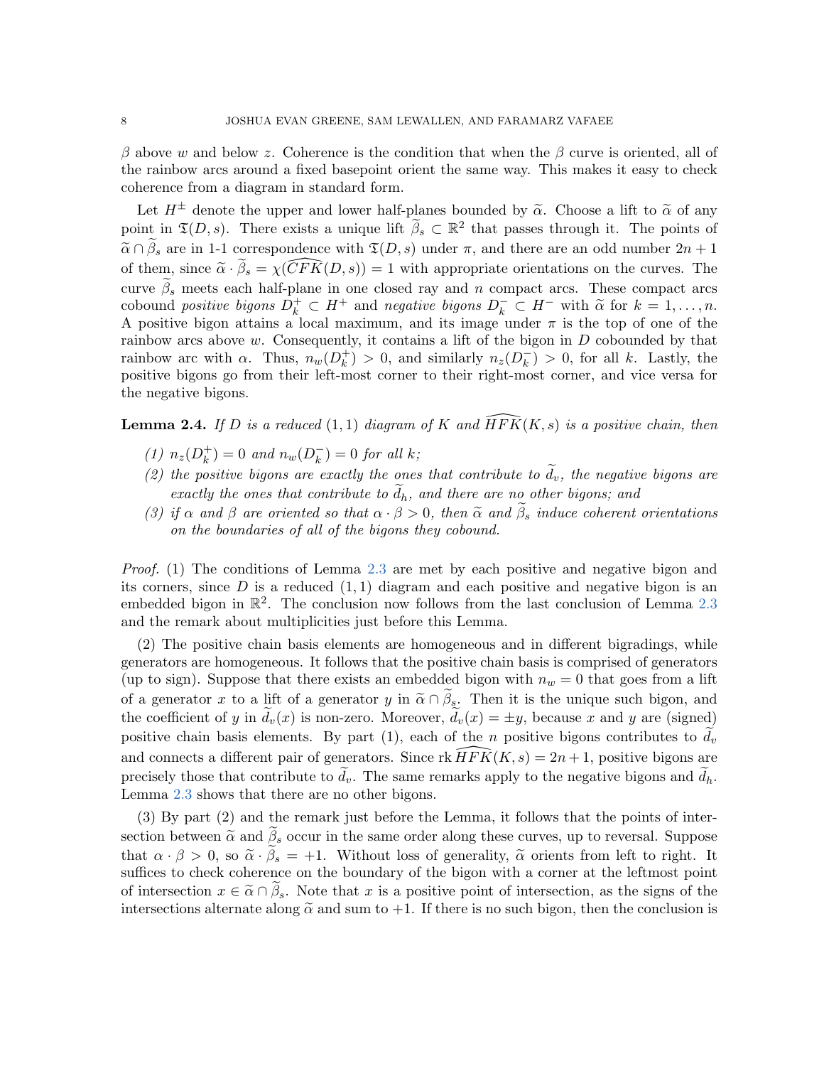$\beta$ above $w$ and below $z$. Coherence is the condition that when the $\beta$ curve is oriented, all of the rainbow arcs around a fixed basepoint orient the same way. This makes it easy to check coherence from a diagram in standard form.

Let $H^\pm$ denote the upper and lower half-planes bounded by $\widetilde{\alpha}$. Choose a lift to $\widetilde{\alpha}$ of any point in $\mathfrak{T}(D,s)$. There exists a unique lift $\widetilde{\beta}_s \subset \mathbb{R}^2$ that passes through it. The points of $\widetilde{\alpha} \cap \widetilde{\beta}_s$ are in 1-1 correspondence with $\mathfrak{T}(D,s)$ under $\pi$, and there are an odd number $2n+1$ of them, since $\widetilde{\alpha} \cdot \widetilde{\beta}_s = \chi(\widehat{CFK}(D,s)) = 1$ with appropriate orientations on the curves. The curve $\widetilde{\beta}_s$ meets each half-plane in one closed ray and $n$ compact arcs. These compact arcs cobound *positive bigons* $D_k^+ \subset H^+$ and *negative bigons* $D_k^- \subset H^-$ with $\widetilde{\alpha}$ for $k = 1, \ldots, n$. A positive bigon attains a local maximum, and its image under $\pi$ is the top of one of the rainbow arcs above $w$. Consequently, it contains a lift of the bigon in $D$ cobounded by that rainbow arc with $\alpha$. Thus, $n_w(D_k^+) > 0$, and similarly $n_z(D_k^-) > 0$, for all $k$. Lastly, the positive bigons go from their left-most corner to their right-most corner, and vice versa for the negative bigons.

**Lemma 2.4.** *If $D$ is a reduced $(1,1)$ diagram of $K$ and $\widehat{HFK}(K,s)$ is a positive chain, then*

*(1) $n_z(D_k^+) = 0$ and $n_w(D_k^-) = 0$ for all $k$;*

*(2) the positive bigons are exactly the ones that contribute to $\widetilde{d}_v$, the negative bigons are exactly the ones that contribute to $\widetilde{d}_h$, and there are no other bigons; and*

*(3) if $\alpha$ and $\beta$ are oriented so that $\alpha \cdot \beta > 0$, then $\widetilde{\alpha}$ and $\widetilde{\beta}_s$ induce coherent orientations on the boundaries of all of the bigons they cobound.*

*Proof.* (1) The conditions of Lemma 2.3 are met by each positive and negative bigon and its corners, since $D$ is a reduced $(1,1)$ diagram and each positive and negative bigon is an embedded bigon in $\mathbb{R}^2$. The conclusion now follows from the last conclusion of Lemma 2.3 and the remark about multiplicities just before this Lemma.

(2) The positive chain basis elements are homogeneous and in different bigradings, while generators are homogeneous. It follows that the positive chain basis is comprised of generators (up to sign). Suppose that there exists an embedded bigon with $n_w = 0$ that goes from a lift of a generator $x$ to a lift of a generator $y$ in $\widetilde{\alpha} \cap \widetilde{\beta}_s$. Then it is the unique such bigon, and the coefficient of $y$ in $\widetilde{d}_v(x)$ is non-zero. Moreover, $\widetilde{d}_v(x) = \pm y$, because $x$ and $y$ are (signed) positive chain basis elements. By part (1), each of the $n$ positive bigons contributes to $\widetilde{d}_v$ and connects a different pair of generators. Since $\operatorname{rk} \widehat{HFK}(K,s) = 2n+1$, positive bigons are precisely those that contribute to $\widetilde{d}_v$. The same remarks apply to the negative bigons and $\widetilde{d}_h$. Lemma 2.3 shows that there are no other bigons.

(3) By part (2) and the remark just before the Lemma, it follows that the points of intersection between $\widetilde{\alpha}$ and $\widetilde{\beta}_s$ occur in the same order along these curves, up to reversal. Suppose that $\alpha \cdot \beta > 0$, so $\widetilde{\alpha} \cdot \widetilde{\beta}_s = +1$. Without loss of generality, $\widetilde{\alpha}$ orients from left to right. It suffices to check coherence on the boundary of the bigon with a corner at the leftmost point of intersection $x \in \widetilde{\alpha} \cap \widetilde{\beta}_s$. Note that $x$ is a positive point of intersection, as the signs of the intersections alternate along $\widetilde{\alpha}$ and sum to $+1$. If there is no such bigon, then the conclusion is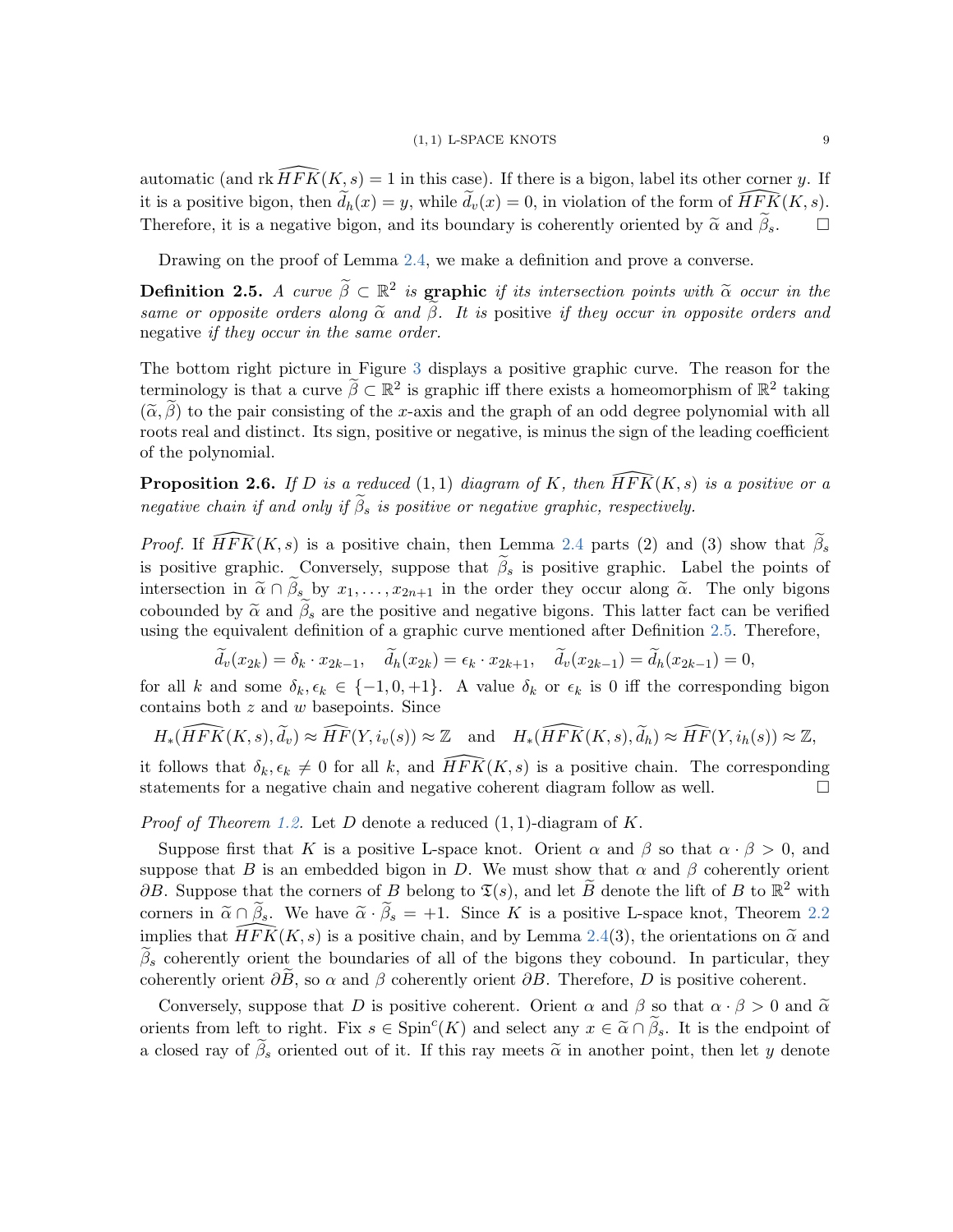automatic (and $\operatorname{rk} \widehat{HFK}(K,s) = 1$ in this case). If there is a bigon, label its other corner $y$. If it is a positive bigon, then $\widetilde{d}_h(x) = y$, while $\widetilde{d}_v(x) = 0$, in violation of the form of $\widehat{HFK}(K,s)$. Therefore, it is a negative bigon, and its boundary is coherently oriented by $\widetilde{\alpha}$ and $\widetilde{\beta}_s$. $\square$

Drawing on the proof of Lemma 2.4, we make a definition and prove a converse.

**Definition 2.5.** *A curve $\widetilde{\beta} \subset \mathbb{R}^2$ is* **graphic** *if its intersection points with $\widetilde{\alpha}$ occur in the same or opposite orders along $\widetilde{\alpha}$ and $\widetilde{\beta}$. It is* positive *if they occur in opposite orders and* negative *if they occur in the same order.*

The bottom right picture in Figure 3 displays a positive graphic curve. The reason for the terminology is that a curve $\widetilde{\beta} \subset \mathbb{R}^2$ is graphic iff there exists a homeomorphism of $\mathbb{R}^2$ taking $(\widetilde{\alpha}, \widetilde{\beta})$ to the pair consisting of the $x$-axis and the graph of an odd degree polynomial with all roots real and distinct. Its sign, positive or negative, is minus the sign of the leading coefficient of the polynomial.

**Proposition 2.6.** *If $D$ is a reduced $(1,1)$ diagram of $K$, then $\widehat{HFK}(K,s)$ is a positive or a negative chain if and only if $\widetilde{\beta}_s$ is positive or negative graphic, respectively.*

*Proof.* If $\widehat{HFK}(K,s)$ is a positive chain, then Lemma 2.4 parts (2) and (3) show that $\widetilde{\beta}_s$ is positive graphic. Conversely, suppose that $\widetilde{\beta}_s$ is positive graphic. Label the points of intersection in $\widetilde{\alpha} \cap \widetilde{\beta}_s$ by $x_1, \ldots, x_{2n+1}$ in the order they occur along $\widetilde{\alpha}$. The only bigons cobounded by $\widetilde{\alpha}$ and $\widetilde{\beta}_s$ are the positive and negative bigons. This latter fact can be verified using the equivalent definition of a graphic curve mentioned after Definition 2.5. Therefore,

$$\widetilde{d}_v(x_{2k}) = \delta_k \cdot x_{2k-1}, \quad \widetilde{d}_h(x_{2k}) = \epsilon_k \cdot x_{2k+1}, \quad \widetilde{d}_v(x_{2k-1}) = \widetilde{d}_h(x_{2k-1}) = 0,$$

for all $k$ and some $\delta_k, \epsilon_k \in \{-1, 0, +1\}$. A value $\delta_k$ or $\epsilon_k$ is 0 iff the corresponding bigon contains both $z$ and $w$ basepoints. Since

$$H_*(\widehat{HFK}(K,s), \widetilde{d}_v) \approx \widehat{HF}(Y, i_v(s)) \approx \mathbb{Z} \quad \text{and} \quad H_*(\widehat{HFK}(K,s), \widetilde{d}_h) \approx \widehat{HF}(Y, i_h(s)) \approx \mathbb{Z},$$

it follows that $\delta_k, \epsilon_k \neq 0$ for all $k$, and $\widehat{HFK}(K,s)$ is a positive chain. The corresponding statements for a negative chain and negative coherent diagram follow as well. $\square$

*Proof of Theorem 1.2.* Let $D$ denote a reduced $(1,1)$-diagram of $K$.

Suppose first that $K$ is a positive L-space knot. Orient $\alpha$ and $\beta$ so that $\alpha \cdot \beta > 0$, and suppose that $B$ is an embedded bigon in $D$. We must show that $\alpha$ and $\beta$ coherently orient $\partial B$. Suppose that the corners of $B$ belong to $\mathfrak{T}(s)$, and let $\widetilde{B}$ denote the lift of $B$ to $\mathbb{R}^2$ with corners in $\widetilde{\alpha} \cap \widetilde{\beta}_s$. We have $\widetilde{\alpha} \cdot \widetilde{\beta}_s = +1$. Since $K$ is a positive L-space knot, Theorem 2.2 implies that $\widehat{HFK}(K,s)$ is a positive chain, and by Lemma 2.4(3), the orientations on $\widetilde{\alpha}$ and $\widetilde{\beta}_s$ coherently orient the boundaries of all of the bigons they cobound. In particular, they coherently orient $\partial \widetilde{B}$, so $\alpha$ and $\beta$ coherently orient $\partial B$. Therefore, $D$ is positive coherent.

Conversely, suppose that $D$ is positive coherent. Orient $\alpha$ and $\beta$ so that $\alpha \cdot \beta > 0$ and $\widetilde{\alpha}$ orients from left to right. Fix $s \in \operatorname{Spin}^c(K)$ and select any $x \in \widetilde{\alpha} \cap \widetilde{\beta}_s$. It is the endpoint of a closed ray of $\widetilde{\beta}_s$ oriented out of it. If this ray meets $\widetilde{\alpha}$ in another point, then let $y$ denote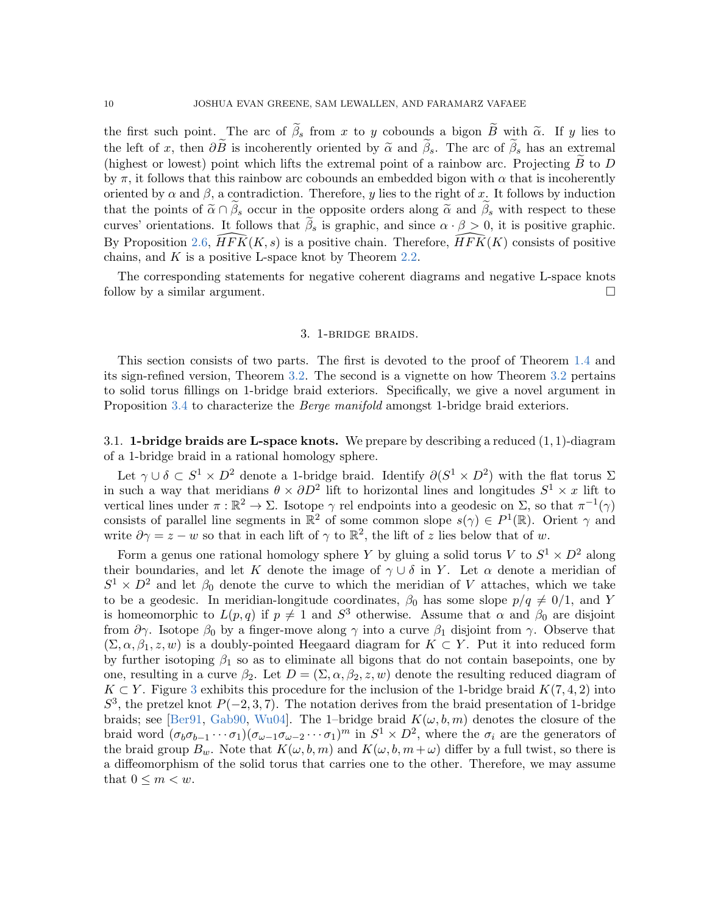the first such point. The arc of $\widetilde{\beta}_s$ from $x$ to $y$ cobounds a bigon $\widetilde{B}$ with $\widetilde{\alpha}$. If $y$ lies to the left of $x$, then $\partial\widetilde{B}$ is incoherently oriented by $\widetilde{\alpha}$ and $\widetilde{\beta}_s$. The arc of $\widetilde{\beta}_s$ has an extremal (highest or lowest) point which lifts the extremal point of a rainbow arc. Projecting $\widetilde{B}$ to $D$ by $\pi$, it follows that this rainbow arc cobounds an embedded bigon with $\alpha$ that is incoherently oriented by $\alpha$ and $\beta$, a contradiction. Therefore, $y$ lies to the right of $x$. It follows by induction that the points of $\widetilde{\alpha} \cap \widetilde{\beta}_s$ occur in the opposite orders along $\widetilde{\alpha}$ and $\widetilde{\beta}_s$ with respect to these curves' orientations. It follows that $\widetilde{\beta}_s$ is graphic, and since $\alpha \cdot \beta > 0$, it is positive graphic. By Proposition 2.6, $\widehat{HFK}(K, s)$ is a positive chain. Therefore, $\widehat{HFK}(K)$ consists of positive chains, and $K$ is a positive L-space knot by Theorem 2.2.

The corresponding statements for negative coherent diagrams and negative L-space knots follow by a similar argument. $\square$

## 3. 1-bridge braids.

This section consists of two parts. The first is devoted to the proof of Theorem 1.4 and its sign-refined version, Theorem 3.2. The second is a vignette on how Theorem 3.2 pertains to solid torus fillings on 1-bridge braid exteriors. Specifically, we give a novel argument in Proposition 3.4 to characterize the *Berge manifold* amongst 1-bridge braid exteriors.

### 3.1. 1-bridge braids are L-space knots.

We prepare by describing a reduced $(1,1)$-diagram of a 1-bridge braid in a rational homology sphere.

Let $\gamma \cup \delta \subset S^1 \times D^2$ denote a 1-bridge braid. Identify $\partial(S^1 \times D^2)$ with the flat torus $\Sigma$ in such a way that meridians $\theta \times \partial D^2$ lift to horizontal lines and longitudes $S^1 \times x$ lift to vertical lines under $\pi : \mathbb{R}^2 \to \Sigma$. Isotope $\gamma$ rel endpoints into a geodesic on $\Sigma$, so that $\pi^{-1}(\gamma)$ consists of parallel line segments in $\mathbb{R}^2$ of some common slope $s(\gamma) \in P^1(\mathbb{R})$. Orient $\gamma$ and write $\partial\gamma = z - w$ so that in each lift of $\gamma$ to $\mathbb{R}^2$, the lift of $z$ lies below that of $w$.

Form a genus one rational homology sphere $Y$ by gluing a solid torus $V$ to $S^1 \times D^2$ along their boundaries, and let $K$ denote the image of $\gamma \cup \delta$ in $Y$. Let $\alpha$ denote a meridian of $S^1 \times D^2$ and let $\beta_0$ denote the curve to which the meridian of $V$ attaches, which we take to be a geodesic. In meridian-longitude coordinates, $\beta_0$ has some slope $p/q \neq 0/1$, and $Y$ is homeomorphic to $L(p,q)$ if $p \neq 1$ and $S^3$ otherwise. Assume that $\alpha$ and $\beta_0$ are disjoint from $\partial\gamma$. Isotope $\beta_0$ by a finger-move along $\gamma$ into a curve $\beta_1$ disjoint from $\gamma$. Observe that $(\Sigma, \alpha, \beta_1, z, w)$ is a doubly-pointed Heegaard diagram for $K \subset Y$. Put it into reduced form by further isotoping $\beta_1$ so as to eliminate all bigons that do not contain basepoints, one by one, resulting in a curve $\beta_2$. Let $D = (\Sigma, \alpha, \beta_2, z, w)$ denote the resulting reduced diagram of $K \subset Y$. Figure 3 exhibits this procedure for the inclusion of the 1-bridge braid $K(7,4,2)$ into $S^3$, the pretzel knot $P(-2,3,7)$. The notation derives from the braid presentation of 1-bridge braids; see [Ber91, Gab90, Wu04]. The 1–bridge braid $K(\omega, b, m)$ denotes the closure of the braid word $(\sigma_b\sigma_{b-1}\cdots\sigma_1)(\sigma_{\omega-1}\sigma_{\omega-2}\cdots\sigma_1)^m$ in $S^1 \times D^2$, where the $\sigma_i$ are the generators of the braid group $B_w$. Note that $K(\omega, b, m)$ and $K(\omega, b, m+\omega)$ differ by a full twist, so there is a diffeomorphism of the solid torus that carries one to the other. Therefore, we may assume that $0 \leq m < w$.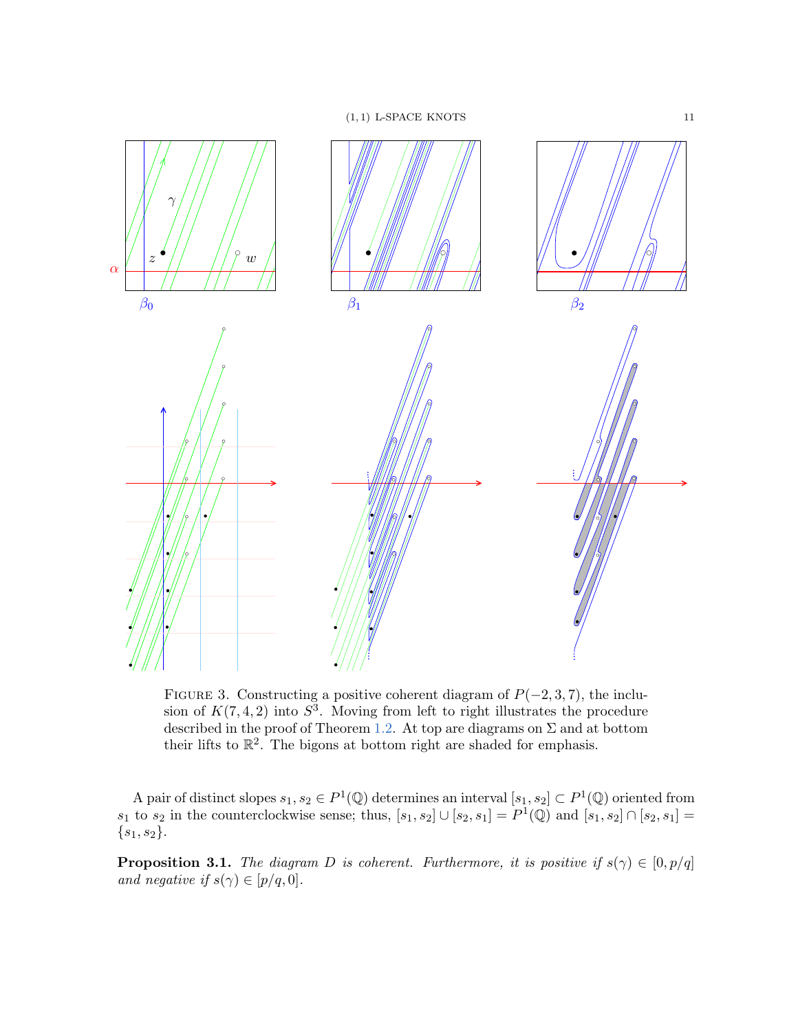FIGURE 3. Constructing a positive coherent diagram of $P(-2,3,7)$, the inclusion of $K(7,4,2)$ into $S^3$. Moving from left to right illustrates the procedure described in the proof of Theorem 1.2. At top are diagrams on $\Sigma$ and at bottom their lifts to $\mathbb{R}^2$. The bigons at bottom right are shaded for emphasis.

A pair of distinct slopes $s_1, s_2 \in P^1(\mathbb{Q})$ determines an interval $[s_1, s_2] \subset P^1(\mathbb{Q})$ oriented from $s_1$ to $s_2$ in the counterclockwise sense; thus, $[s_1, s_2] \cup [s_2, s_1] = P^1(\mathbb{Q})$ and $[s_1, s_2] \cap [s_2, s_1] = \{s_1, s_2\}$.

**Proposition 3.1.** *The diagram $D$ is coherent. Furthermore, it is positive if $s(\gamma) \in [0, p/q]$ and negative if $s(\gamma) \in [p/q, 0]$.*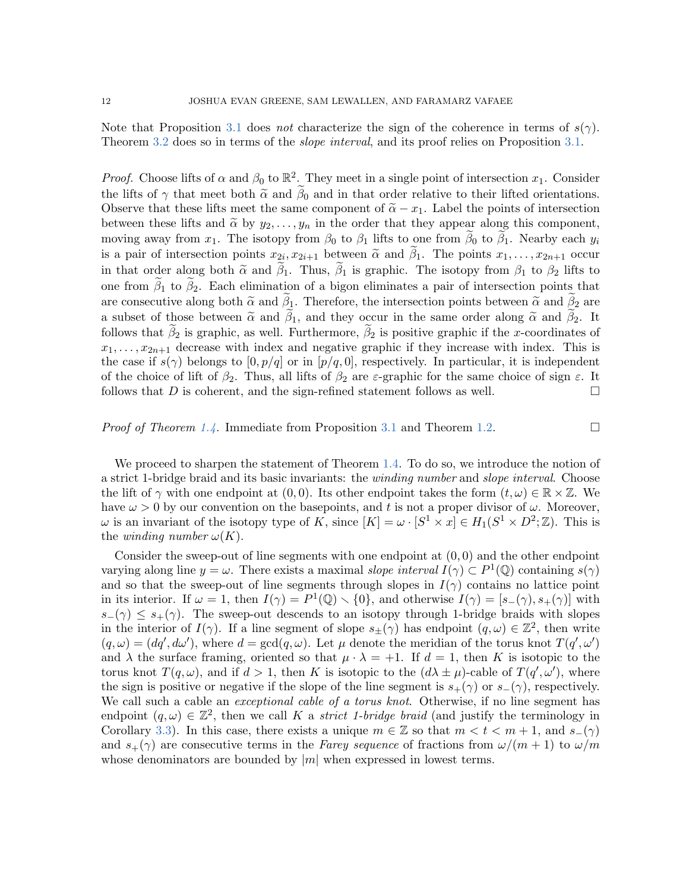Note that Proposition 3.1 does *not* characterize the sign of the coherence in terms of $s(\gamma)$. Theorem 3.2 does so in terms of the *slope interval*, and its proof relies on Proposition 3.1.

*Proof.* Choose lifts of $\alpha$ and $\beta_0$ to $\mathbb{R}^2$. They meet in a single point of intersection $x_1$. Consider the lifts of $\gamma$ that meet both $\widetilde{\alpha}$ and $\widetilde{\beta}_0$ and in that order relative to their lifted orientations. Observe that these lifts meet the same component of $\widetilde{\alpha} - x_1$. Label the points of intersection between these lifts and $\widetilde{\alpha}$ by $y_2, \ldots, y_n$ in the order that they appear along this component, moving away from $x_1$. The isotopy from $\beta_0$ to $\beta_1$ lifts to one from $\widetilde{\beta}_0$ to $\widetilde{\beta}_1$. Nearby each $y_i$ is a pair of intersection points $x_{2i}, x_{2i+1}$ between $\widetilde{\alpha}$ and $\widetilde{\beta}_1$. The points $x_1, \ldots, x_{2n+1}$ occur in that order along both $\widetilde{\alpha}$ and $\widetilde{\beta}_1$. Thus, $\widetilde{\beta}_1$ is graphic. The isotopy from $\beta_1$ to $\beta_2$ lifts to one from $\widetilde{\beta}_1$ to $\widetilde{\beta}_2$. Each elimination of a bigon eliminates a pair of intersection points that are consecutive along both $\widetilde{\alpha}$ and $\widetilde{\beta}_1$. Therefore, the intersection points between $\widetilde{\alpha}$ and $\widetilde{\beta}_2$ are a subset of those between $\widetilde{\alpha}$ and $\widetilde{\beta}_1$, and they occur in the same order along $\widetilde{\alpha}$ and $\widetilde{\beta}_2$. It follows that $\widetilde{\beta}_2$ is graphic, as well. Furthermore, $\widetilde{\beta}_2$ is positive graphic if the $x$-coordinates of $x_1, \ldots, x_{2n+1}$ decrease with index and negative graphic if they increase with index. This is the case if $s(\gamma)$ belongs to $[0, p/q]$ or in $[p/q, 0]$, respectively. In particular, it is independent of the choice of lift of $\beta_2$. Thus, all lifts of $\beta_2$ are $\varepsilon$-graphic for the same choice of sign $\varepsilon$. It follows that $D$ is coherent, and the sign-refined statement follows as well. $\square$

*Proof of Theorem 1.4.* Immediate from Proposition 3.1 and Theorem 1.2. $\square$

We proceed to sharpen the statement of Theorem 1.4. To do so, we introduce the notion of a strict 1-bridge braid and its basic invariants: the *winding number* and *slope interval*. Choose the lift of $\gamma$ with one endpoint at $(0, 0)$. Its other endpoint takes the form $(t, \omega) \in \mathbb{R} \times \mathbb{Z}$. We have $\omega > 0$ by our convention on the basepoints, and $t$ is not a proper divisor of $\omega$. Moreover, $\omega$ is an invariant of the isotopy type of $K$, since $[K] = \omega \cdot [S^1 \times x] \in H_1(S^1 \times D^2; \mathbb{Z})$. This is the *winding number* $\omega(K)$.

Consider the sweep-out of line segments with one endpoint at $(0, 0)$ and the other endpoint varying along line $y = \omega$. There exists a maximal *slope interval* $I(\gamma) \subset P^1(\mathbb{Q})$ containing $s(\gamma)$ and so that the sweep-out of line segments through slopes in $I(\gamma)$ contains no lattice point in its interior. If $\omega = 1$, then $I(\gamma) = P^1(\mathbb{Q}) \smallsetminus \{0\}$, and otherwise $I(\gamma) = [s_-(\gamma), s_+(\gamma)]$ with $s_-(\gamma) \leq s_+(\gamma)$. The sweep-out descends to an isotopy through 1-bridge braids with slopes in the interior of $I(\gamma)$. If a line segment of slope $s_\pm(\gamma)$ has endpoint $(q, \omega) \in \mathbb{Z}^2$, then write $(q, \omega) = (dq', d\omega')$, where $d = \gcd(q, \omega)$. Let $\mu$ denote the meridian of the torus knot $T(q', \omega')$ and $\lambda$ the surface framing, oriented so that $\mu \cdot \lambda = +1$. If $d = 1$, then $K$ is isotopic to the torus knot $T(q, \omega)$, and if $d > 1$, then $K$ is isotopic to the $(d\lambda \pm \mu)$-cable of $T(q', \omega')$, where the sign is positive or negative if the slope of the line segment is $s_+(\gamma)$ or $s_-(\gamma)$, respectively. We call such a cable an *exceptional cable of a torus knot*. Otherwise, if no line segment has endpoint $(q, \omega) \in \mathbb{Z}^2$, then we call $K$ a *strict 1-bridge braid* (and justify the terminology in Corollary 3.3). In this case, there exists a unique $m \in \mathbb{Z}$ so that $m < t < m + 1$, and $s_-(\gamma)$ and $s_+(\gamma)$ are consecutive terms in the *Farey sequence* of fractions from $\omega/(m + 1)$ to $\omega/m$ whose denominators are bounded by $|m|$ when expressed in lowest terms.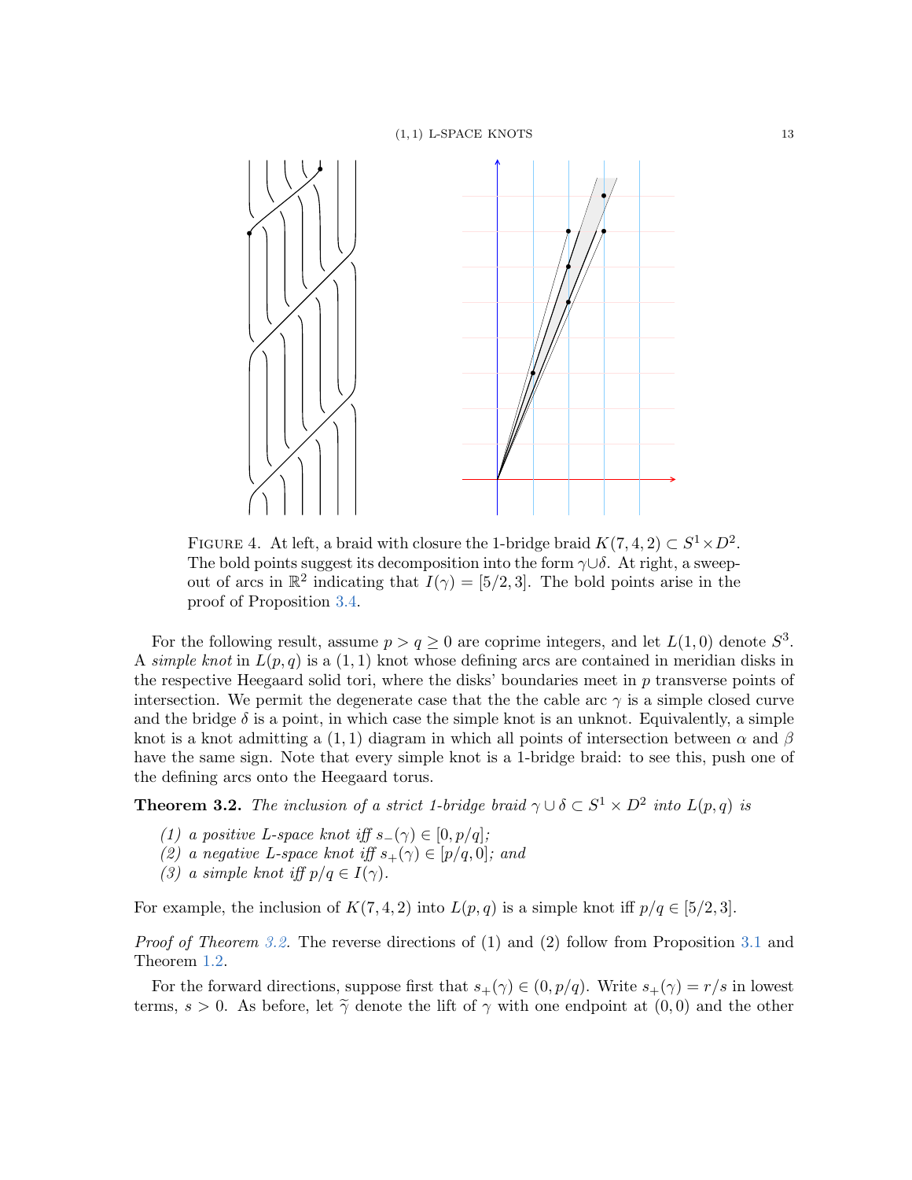FIGURE 4. At left, a braid with closure the 1-bridge braid $K(7,4,2) \subset S^1 \times D^2$. The bold points suggest its decomposition into the form $\gamma \cup \delta$. At right, a sweep-out of arcs in $\mathbb{R}^2$ indicating that $I(\gamma) = [5/2, 3]$. The bold points arise in the proof of Proposition 3.4.

For the following result, assume $p > q \geq 0$ are coprime integers, and let $L(1,0)$ denote $S^3$. A *simple knot* in $L(p,q)$ is a $(1,1)$ knot whose defining arcs are contained in meridian disks in the respective Heegaard solid tori, where the disks' boundaries meet in $p$ transverse points of intersection. We permit the degenerate case that the the cable arc $\gamma$ is a simple closed curve and the bridge $\delta$ is a point, in which case the simple knot is an unknot. Equivalently, a simple knot is a knot admitting a $(1,1)$ diagram in which all points of intersection between $\alpha$ and $\beta$ have the same sign. Note that every simple knot is a 1-bridge braid: to see this, push one of the defining arcs onto the Heegaard torus.

**Theorem 3.2.** *The inclusion of a strict 1-bridge braid $\gamma \cup \delta \subset S^1 \times D^2$ into $L(p,q)$ is*

*(1) a positive L-space knot iff $s_-(\gamma) \in [0, p/q]$;*
*(2) a negative L-space knot iff $s_+(\gamma) \in [p/q, 0]$; and*
*(3) a simple knot iff $p/q \in I(\gamma)$.*

For example, the inclusion of $K(7,4,2)$ into $L(p,q)$ is a simple knot iff $p/q \in [5/2, 3]$.

*Proof of Theorem 3.2.* The reverse directions of (1) and (2) follow from Proposition 3.1 and Theorem 1.2.

For the forward directions, suppose first that $s_+(\gamma) \in (0, p/q)$. Write $s_+(\gamma) = r/s$ in lowest terms, $s > 0$. As before, let $\widetilde{\gamma}$ denote the lift of $\gamma$ with one endpoint at $(0,0)$ and the other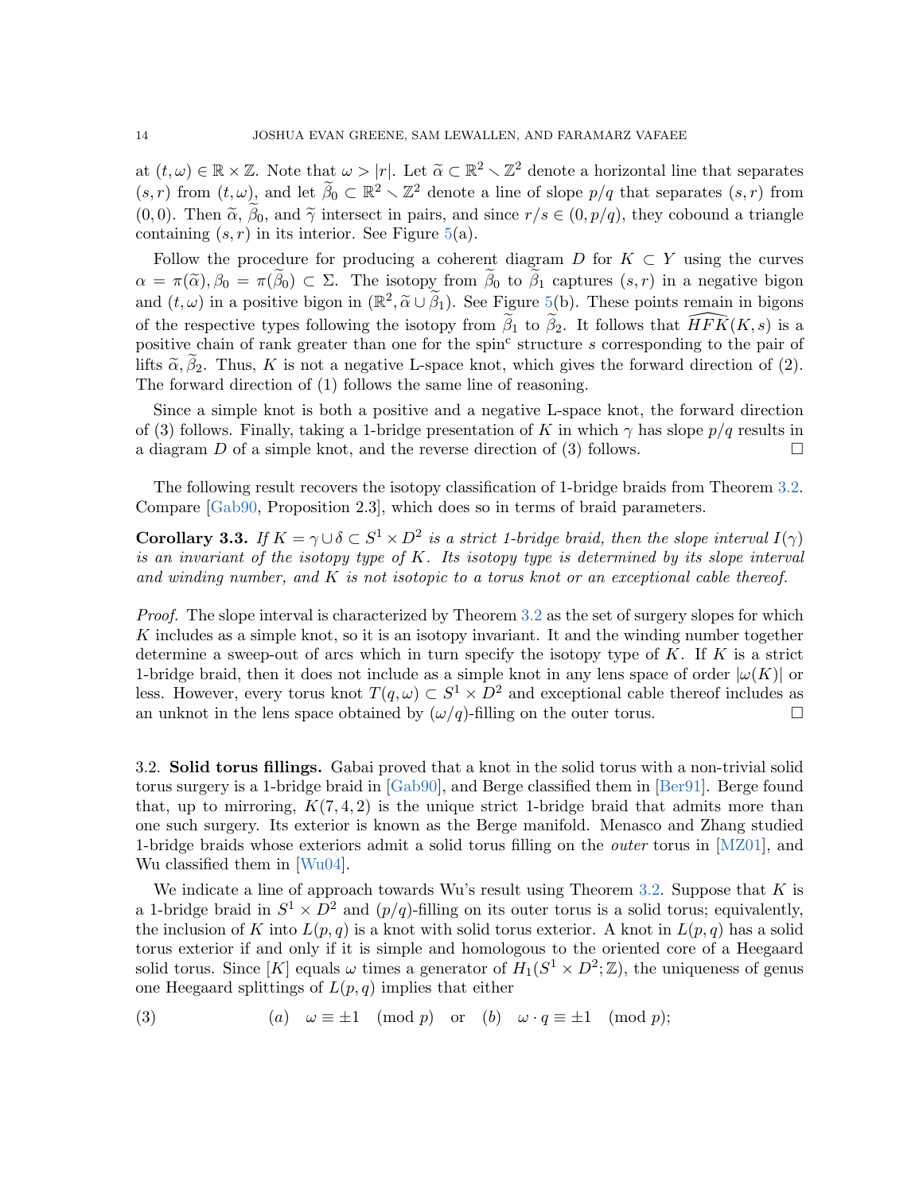at $(t,\omega) \in \mathbb{R} \times \mathbb{Z}$. Note that $\omega > |r|$. Let $\widetilde{\alpha} \subset \mathbb{R}^2 \smallsetminus \mathbb{Z}^2$ denote a horizontal line that separates $(s,r)$ from $(t,\omega)$, and let $\widetilde{\beta}_0 \subset \mathbb{R}^2 \smallsetminus \mathbb{Z}^2$ denote a line of slope $p/q$ that separates $(s,r)$ from $(0,0)$. Then $\widetilde{\alpha}$, $\widetilde{\beta}_0$, and $\widetilde{\gamma}$ intersect in pairs, and since $r/s \in (0, p/q)$, they cobound a triangle containing $(s,r)$ in its interior. See Figure 5(a).

Follow the procedure for producing a coherent diagram $D$ for $K \subset Y$ using the curves $\alpha = \pi(\widetilde{\alpha}), \beta_0 = \pi(\widetilde{\beta}_0) \subset \Sigma$. The isotopy from $\widetilde{\beta}_0$ to $\widetilde{\beta}_1$ captures $(s,r)$ in a negative bigon and $(t,\omega)$ in a positive bigon in $(\mathbb{R}^2, \widetilde{\alpha} \cup \widetilde{\beta}_1)$. See Figure 5(b). These points remain in bigons of the respective types following the isotopy from $\widetilde{\beta}_1$ to $\widetilde{\beta}_2$. It follows that $\widehat{HFK}(K,s)$ is a positive chain of rank greater than one for the spin$^c$ structure $s$ corresponding to the pair of lifts $\widetilde{\alpha}, \widetilde{\beta}_2$. Thus, $K$ is not a negative L-space knot, which gives the forward direction of (2). The forward direction of (1) follows the same line of reasoning.

Since a simple knot is both a positive and a negative L-space knot, the forward direction of (3) follows. Finally, taking a 1-bridge presentation of $K$ in which $\gamma$ has slope $p/q$ results in a diagram $D$ of a simple knot, and the reverse direction of (3) follows. □

The following result recovers the isotopy classification of 1-bridge braids from Theorem 3.2. Compare [Gab90, Proposition 2.3], which does so in terms of braid parameters.

**Corollary 3.3.** *If $K = \gamma \cup \delta \subset S^1 \times D^2$ is a strict 1-bridge braid, then the slope interval $I(\gamma)$ is an invariant of the isotopy type of $K$. Its isotopy type is determined by its slope interval and winding number, and $K$ is not isotopic to a torus knot or an exceptional cable thereof.*

*Proof.* The slope interval is characterized by Theorem 3.2 as the set of surgery slopes for which $K$ includes as a simple knot, so it is an isotopy invariant. It and the winding number together determine a sweep-out of arcs which in turn specify the isotopy type of $K$. If $K$ is a strict 1-bridge braid, then it does not include as a simple knot in any lens space of order $|\omega(K)|$ or less. However, every torus knot $T(q,\omega) \subset S^1 \times D^2$ and exceptional cable thereof includes as an unknot in the lens space obtained by $(\omega/q)$-filling on the outer torus. □

### 3.2. Solid torus fillings.

Gabai proved that a knot in the solid torus with a non-trivial solid torus surgery is a 1-bridge braid in [Gab90], and Berge classified them in [Ber91]. Berge found that, up to mirroring, $K(7,4,2)$ is the unique strict 1-bridge braid that admits more than one such surgery. Its exterior is known as the Berge manifold. Menasco and Zhang studied 1-bridge braids whose exteriors admit a solid torus filling on the *outer* torus in [MZ01], and Wu classified them in [Wu04].

We indicate a line of approach towards Wu's result using Theorem 3.2. Suppose that $K$ is a 1-bridge braid in $S^1 \times D^2$ and $(p/q)$-filling on its outer torus is a solid torus; equivalently, the inclusion of $K$ into $L(p,q)$ is a knot with solid torus exterior. A knot in $L(p,q)$ has a solid torus exterior if and only if it is simple and homologous to the oriented core of a Heegaard solid torus. Since $[K]$ equals $\omega$ times a generator of $H_1(S^1 \times D^2; \mathbb{Z})$, the uniqueness of genus one Heegaard splittings of $L(p,q)$ implies that either

$$(3) \qquad (a) \quad \omega \equiv \pm 1 \pmod{p} \quad \text{or} \quad (b) \quad \omega \cdot q \equiv \pm 1 \pmod{p};$$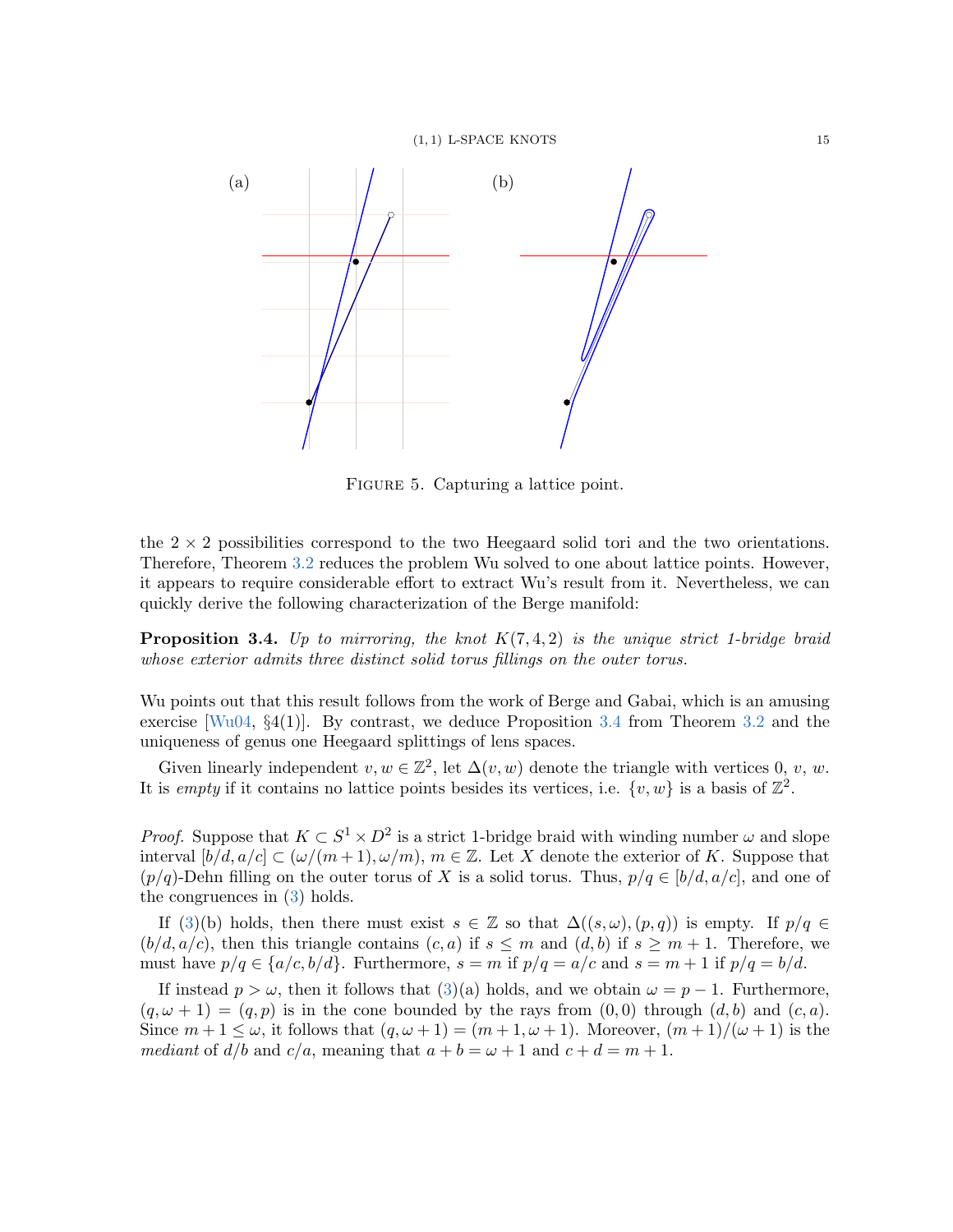(a) (b)

Figure 5. Capturing a lattice point.

the $2 \times 2$ possibilities correspond to the two Heegaard solid tori and the two orientations. Therefore, Theorem 3.2 reduces the problem Wu solved to one about lattice points. However, it appears to require considerable effort to extract Wu's result from it. Nevertheless, we can quickly derive the following characterization of the Berge manifold:

**Proposition 3.4.** *Up to mirroring, the knot $K(7,4,2)$ is the unique strict 1-bridge braid whose exterior admits three distinct solid torus fillings on the outer torus.*

Wu points out that this result follows from the work of Berge and Gabai, which is an amusing exercise [Wu04, §4(1)]. By contrast, we deduce Proposition 3.4 from Theorem 3.2 and the uniqueness of genus one Heegaard splittings of lens spaces.

Given linearly independent $v, w \in \mathbb{Z}^2$, let $\Delta(v, w)$ denote the triangle with vertices 0, $v$, $w$. It is *empty* if it contains no lattice points besides its vertices, i.e. $\{v, w\}$ is a basis of $\mathbb{Z}^2$.

*Proof.* Suppose that $K \subset S^1 \times D^2$ is a strict 1-bridge braid with winding number $\omega$ and slope interval $[b/d, a/c] \subset (\omega/(m+1), \omega/m)$, $m \in \mathbb{Z}$. Let $X$ denote the exterior of $K$. Suppose that $(p/q)$-Dehn filling on the outer torus of $X$ is a solid torus. Thus, $p/q \in [b/d, a/c]$, and one of the congruences in (3) holds.

If (3)(b) holds, then there must exist $s \in \mathbb{Z}$ so that $\Delta((s, \omega), (p, q))$ is empty. If $p/q \in (b/d, a/c)$, then this triangle contains $(c, a)$ if $s \leq m$ and $(d, b)$ if $s \geq m+1$. Therefore, we must have $p/q \in \{a/c, b/d\}$. Furthermore, $s = m$ if $p/q = a/c$ and $s = m+1$ if $p/q = b/d$.

If instead $p > \omega$, then it follows that (3)(a) holds, and we obtain $\omega = p - 1$. Furthermore, $(q, \omega+1) = (q, p)$ is in the cone bounded by the rays from $(0,0)$ through $(d, b)$ and $(c, a)$. Since $m + 1 \leq \omega$, it follows that $(q, \omega + 1) = (m+1, \omega+1)$. Moreover, $(m+1)/(\omega+1)$ is the *mediant* of $d/b$ and $c/a$, meaning that $a + b = \omega + 1$ and $c + d = m + 1$.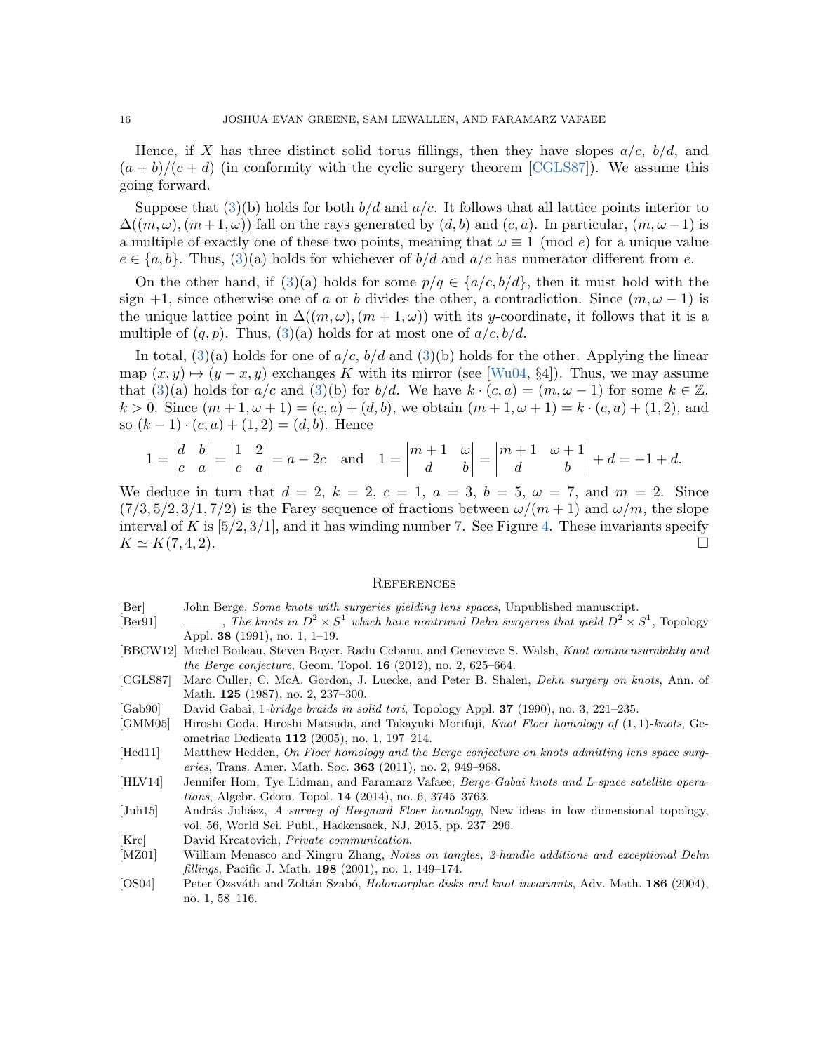Hence, if $X$ has three distinct solid torus fillings, then they have slopes $a/c$, $b/d$, and $(a+b)/(c+d)$ (in conformity with the cyclic surgery theorem [CGLS87]). We assume this going forward.

Suppose that (3)(b) holds for both $b/d$ and $a/c$. It follows that all lattice points interior to $\Delta((m,\omega),(m+1,\omega))$ fall on the rays generated by $(d,b)$ and $(c,a)$. In particular, $(m,\omega-1)$ is a multiple of exactly one of these two points, meaning that $\omega \equiv 1 \pmod{e}$ for a unique value $e \in \{a,b\}$. Thus, (3)(a) holds for whichever of $b/d$ and $a/c$ has numerator different from $e$.

On the other hand, if (3)(a) holds for some $p/q \in \{a/c, b/d\}$, then it must hold with the sign $+1$, since otherwise one of $a$ or $b$ divides the other, a contradiction. Since $(m,\omega-1)$ is the unique lattice point in $\Delta((m,\omega),(m+1,\omega))$ with its $y$-coordinate, it follows that it is a multiple of $(q,p)$. Thus, (3)(a) holds for at most one of $a/c, b/d$.

In total, (3)(a) holds for one of $a/c$, $b/d$ and (3)(b) holds for the other. Applying the linear map $(x,y)\mapsto(y-x,y)$ exchanges $K$ with its mirror (see [Wu04, §4]). Thus, we may assume that (3)(a) holds for $a/c$ and (3)(b) for $b/d$. We have $k\cdot(c,a)=(m,\omega-1)$ for some $k\in\mathbb{Z}$, $k>0$. Since $(m+1,\omega+1)=(c,a)+(d,b)$, we obtain $(m+1,\omega+1)=k\cdot(c,a)+(1,2)$, and so $(k-1)\cdot(c,a)+(1,2)=(d,b)$. Hence

$$1=\begin{vmatrix} d & b \\ c & a\end{vmatrix}=\begin{vmatrix} 1 & 2 \\ c & a\end{vmatrix}=a-2c \quad\text{and}\quad 1=\begin{vmatrix} m+1 & \omega \\ d & b\end{vmatrix}=\begin{vmatrix} m+1 & \omega+1 \\ d & b\end{vmatrix}+d=-1+d.$$

We deduce in turn that $d=2$, $k=2$, $c=1$, $a=3$, $b=5$, $\omega=7$, and $m=2$. Since $(7/3, 5/2, 3/1, 7/2)$ is the Farey sequence of fractions between $\omega/(m+1)$ and $\omega/m$, the slope interval of $K$ is $[5/2, 3/1]$, and it has winding number 7. See Figure 4. These invariants specify $K \simeq K(7,4,2)$. □

## References

[Ber] John Berge, *Some knots with surgeries yielding lens spaces*, Unpublished manuscript.

[Ber91] ———, *The knots in $D^2\times S^1$ which have nontrivial Dehn surgeries that yield $D^2\times S^1$*, Topology Appl. **38** (1991), no. 1, 1–19.

[BBCW12] Michel Boileau, Steven Boyer, Radu Cebanu, and Genevieve S. Walsh, *Knot commensurability and the Berge conjecture*, Geom. Topol. **16** (2012), no. 2, 625–664.

[CGLS87] Marc Culler, C. McA. Gordon, J. Luecke, and Peter B. Shalen, *Dehn surgery on knots*, Ann. of Math. **125** (1987), no. 2, 237–300.

[Gab90] David Gabai, *1-bridge braids in solid tori*, Topology Appl. **37** (1990), no. 3, 221–235.

[GMM05] Hiroshi Goda, Hiroshi Matsuda, and Takayuki Morifuji, *Knot Floer homology of (1,1)-knots*, Geometriae Dedicata **112** (2005), no. 1, 197–214.

[Hed11] Matthew Hedden, *On Floer homology and the Berge conjecture on knots admitting lens space surgeries*, Trans. Amer. Math. Soc. **363** (2011), no. 2, 949–968.

[HLV14] Jennifer Hom, Tye Lidman, and Faramarz Vafaee, *Berge-Gabai knots and L-space satellite operations*, Algebr. Geom. Topol. **14** (2014), no. 6, 3745–3763.

[Juh15] András Juhász, *A survey of Heegaard Floer homology*, New ideas in low dimensional topology, vol. 56, World Sci. Publ., Hackensack, NJ, 2015, pp. 237–296.

[Krc] David Krcatovich, *Private communication*.

[MZ01] William Menasco and Xingru Zhang, *Notes on tangles, 2-handle additions and exceptional Dehn fillings*, Pacific J. Math. **198** (2001), no. 1, 149–174.

[OS04] Peter Ozsváth and Zoltán Szabó, *Holomorphic disks and knot invariants*, Adv. Math. **186** (2004), no. 1, 58–116.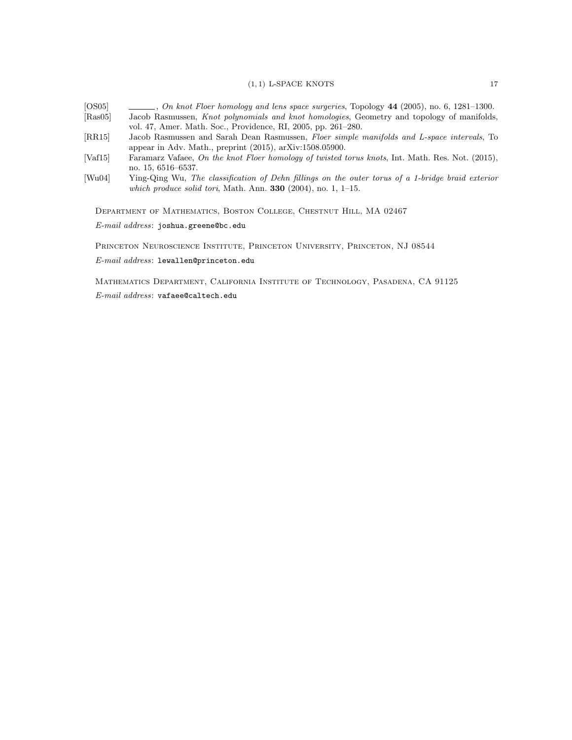[OS05] ______, *On knot Floer homology and lens space surgeries*, Topology **44** (2005), no. 6, 1281–1300.

[Ras05] Jacob Rasmussen, *Knot polynomials and knot homologies*, Geometry and topology of manifolds, vol. 47, Amer. Math. Soc., Providence, RI, 2005, pp. 261–280.

[RR15] Jacob Rasmussen and Sarah Dean Rasmussen, *Floer simple manifolds and L-space intervals*, To appear in Adv. Math., preprint (2015), arXiv:1508.05900.

[Vaf15] Faramarz Vafaee, *On the knot Floer homology of twisted torus knots*, Int. Math. Res. Not. (2015), no. 15, 6516–6537.

[Wu04] Ying-Qing Wu, *The classification of Dehn fillings on the outer torus of a 1-bridge braid exterior which produce solid tori*, Math. Ann. **330** (2004), no. 1, 1–15.

Department of Mathematics, Boston College, Chestnut Hill, MA 02467

*E-mail address*: joshua.greene@bc.edu

Princeton Neuroscience Institute, Princeton University, Princeton, NJ 08544

*E-mail address*: lewallen@princeton.edu

Mathematics Department, California Institute of Technology, Pasadena, CA 91125

*E-mail address*: vafaee@caltech.edu